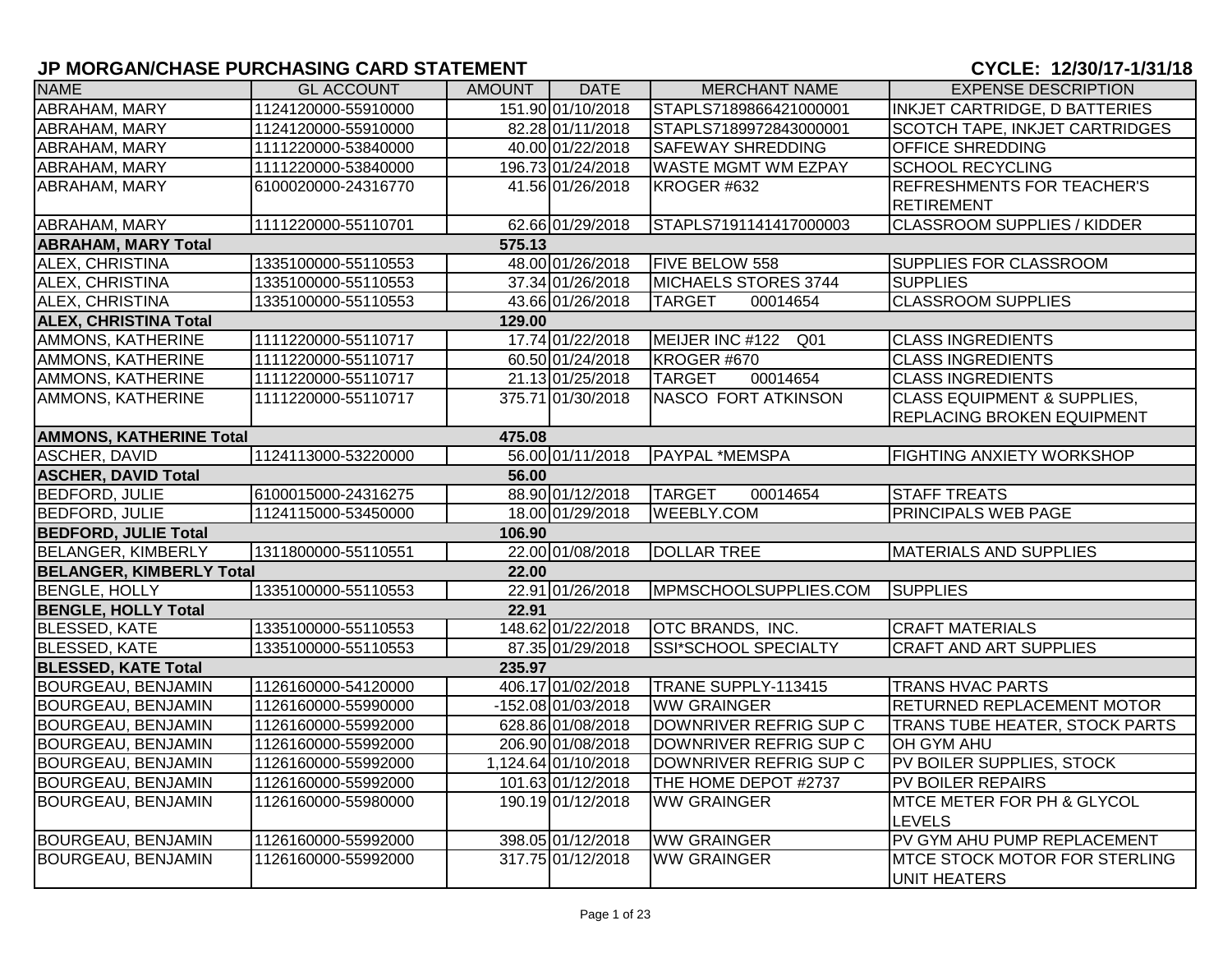# JP MORGAN/CHASE PURCHASING CARD STATEMENT

**CYCLE: 12/30/17-1/31/18**

| NAME | GL ACCOUNT | AMOUNT | DATE | MERCHANT NAME | EXPENSE DESCRIPTION |
|---|---|---|---|---|---|
| ABRAHAM, MARY | 1124120000-55910000 | 151.90 | 01/10/2018 | STAPLS7189866421000001 | INKJET CARTRIDGE, D BATTERIES |
| ABRAHAM, MARY | 1124120000-55910000 | 82.28 | 01/11/2018 | STAPLS7189972843000001 | SCOTCH TAPE, INKJET CARTRIDGES |
| ABRAHAM, MARY | 1111220000-53840000 | 40.00 | 01/22/2018 | SAFEWAY SHREDDING | OFFICE SHREDDING |
| ABRAHAM, MARY | 1111220000-53840000 | 196.73 | 01/24/2018 | WASTE MGMT WM EZPAY | SCHOOL RECYCLING |
| ABRAHAM, MARY | 6100020000-24316770 | 41.56 | 01/26/2018 | KROGER #632 | REFRESHMENTS FOR TEACHER'S RETIREMENT |
| ABRAHAM, MARY | 1111220000-55110701 | 62.66 | 01/29/2018 | STAPLS7191141417000003 | CLASSROOM SUPPLIES / KIDDER |
| **ABRAHAM, MARY Total** | | **575.13** | | | |
| ALEX, CHRISTINA | 1335100000-55110553 | 48.00 | 01/26/2018 | FIVE BELOW 558 | SUPPLIES FOR CLASSROOM |
| ALEX, CHRISTINA | 1335100000-55110553 | 37.34 | 01/26/2018 | MICHAELS STORES 3744 | SUPPLIES |
| ALEX, CHRISTINA | 1335100000-55110553 | 43.66 | 01/26/2018 | TARGET 00014654 | CLASSROOM SUPPLIES |
| **ALEX, CHRISTINA Total** | | **129.00** | | | |
| AMMONS, KATHERINE | 1111220000-55110717 | 17.74 | 01/22/2018 | MEIJER INC #122 Q01 | CLASS INGREDIENTS |
| AMMONS, KATHERINE | 1111220000-55110717 | 60.50 | 01/24/2018 | KROGER #670 | CLASS INGREDIENTS |
| AMMONS, KATHERINE | 1111220000-55110717 | 21.13 | 01/25/2018 | TARGET 00014654 | CLASS INGREDIENTS |
| AMMONS, KATHERINE | 1111220000-55110717 | 375.71 | 01/30/2018 | NASCO FORT ATKINSON | CLASS EQUIPMENT & SUPPLIES, REPLACING BROKEN EQUIPMENT |
| **AMMONS, KATHERINE Total** | | **475.08** | | | |
| ASCHER, DAVID | 1124113000-53220000 | 56.00 | 01/11/2018 | PAYPAL *MEMSPA | FIGHTING ANXIETY WORKSHOP |
| **ASCHER, DAVID Total** | | **56.00** | | | |
| BEDFORD, JULIE | 6100015000-24316275 | 88.90 | 01/12/2018 | TARGET 00014654 | STAFF TREATS |
| BEDFORD, JULIE | 1124115000-53450000 | 18.00 | 01/29/2018 | WEEBLY.COM | PRINCIPALS WEB PAGE |
| **BEDFORD, JULIE Total** | | **106.90** | | | |
| BELANGER, KIMBERLY | 1311800000-55110551 | 22.00 | 01/08/2018 | DOLLAR TREE | MATERIALS AND SUPPLIES |
| **BELANGER, KIMBERLY Total** | | **22.00** | | | |
| BENGLE, HOLLY | 1335100000-55110553 | 22.91 | 01/26/2018 | MPMSCHOOLSUPPLIES.COM | SUPPLIES |
| **BENGLE, HOLLY Total** | | **22.91** | | | |
| BLESSED, KATE | 1335100000-55110553 | 148.62 | 01/22/2018 | OTC BRANDS, INC. | CRAFT MATERIALS |
| BLESSED, KATE | 1335100000-55110553 | 87.35 | 01/29/2018 | SSI*SCHOOL SPECIALTY | CRAFT AND ART SUPPLIES |
| **BLESSED, KATE Total** | | **235.97** | | | |
| BOURGEAU, BENJAMIN | 1126160000-54120000 | 406.17 | 01/02/2018 | TRANE SUPPLY-113415 | TRANS HVAC PARTS |
| BOURGEAU, BENJAMIN | 1126160000-55990000 | -152.08 | 01/03/2018 | WW GRAINGER | RETURNED REPLACEMENT MOTOR |
| BOURGEAU, BENJAMIN | 1126160000-55992000 | 628.86 | 01/08/2018 | DOWNRIVER REFRIG SUP C | TRANS TUBE HEATER, STOCK PARTS |
| BOURGEAU, BENJAMIN | 1126160000-55992000 | 206.90 | 01/08/2018 | DOWNRIVER REFRIG SUP C | OH GYM AHU |
| BOURGEAU, BENJAMIN | 1126160000-55992000 | 1,124.64 | 01/10/2018 | DOWNRIVER REFRIG SUP C | PV BOILER SUPPLIES, STOCK |
| BOURGEAU, BENJAMIN | 1126160000-55992000 | 101.63 | 01/12/2018 | THE HOME DEPOT #2737 | PV BOILER REPAIRS |
| BOURGEAU, BENJAMIN | 1126160000-55980000 | 190.19 | 01/12/2018 | WW GRAINGER | MTCE METER FOR PH & GLYCOL LEVELS |
| BOURGEAU, BENJAMIN | 1126160000-55992000 | 398.05 | 01/12/2018 | WW GRAINGER | PV GYM AHU PUMP REPLACEMENT |
| BOURGEAU, BENJAMIN | 1126160000-55992000 | 317.75 | 01/12/2018 | WW GRAINGER | MTCE STOCK MOTOR FOR STERLING UNIT HEATERS |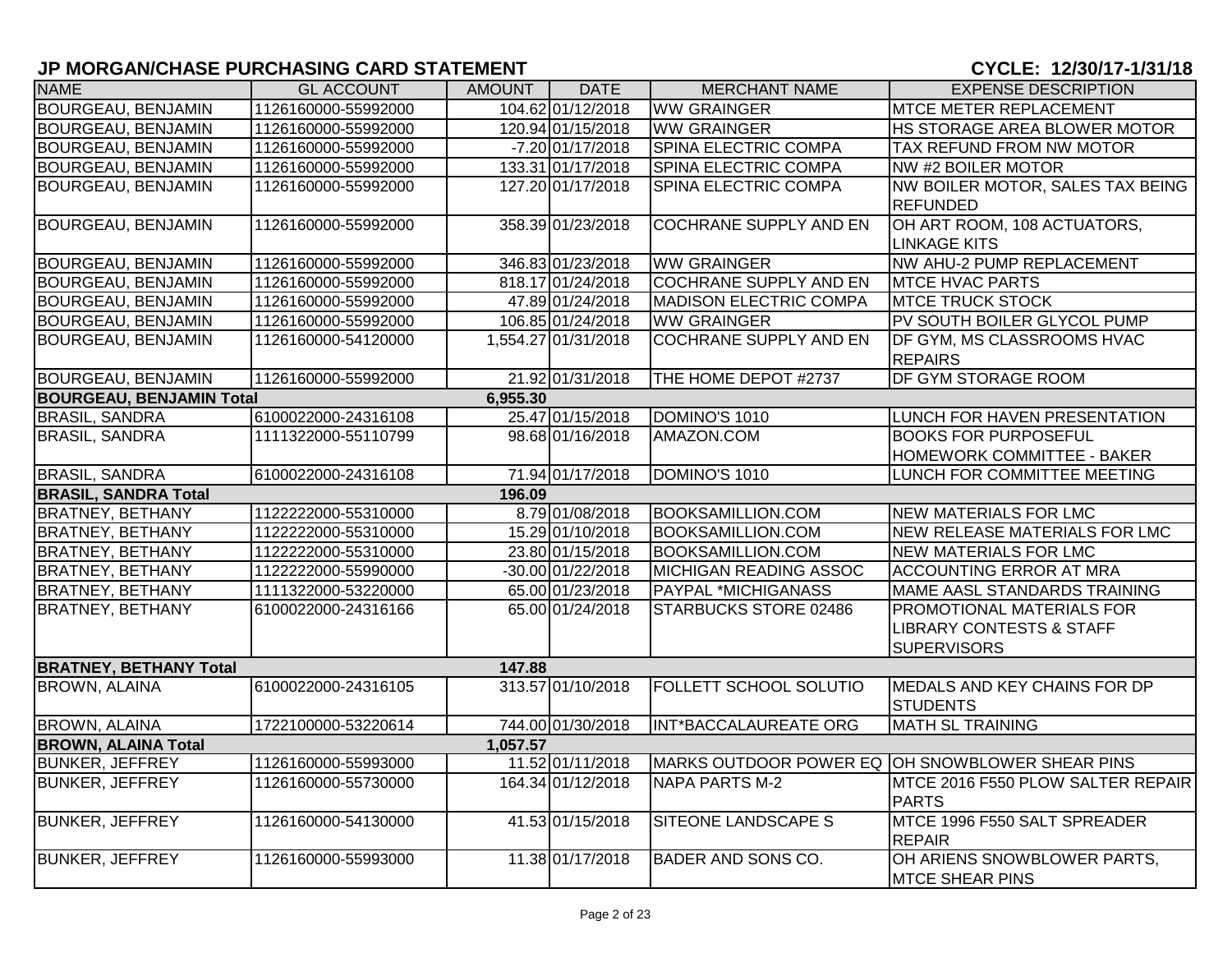## JP MORGAN/CHASE PURCHASING CARD STATEMENT

**CYCLE: 12/30/17-1/31/18**

| NAME | GL ACCOUNT | AMOUNT | DATE | MERCHANT NAME | EXPENSE DESCRIPTION |
|---|---|---|---|---|---|
| BOURGEAU, BENJAMIN | 1126160000-55992000 | 104.62 | 01/12/2018 | WW GRAINGER | MTCE METER REPLACEMENT |
| BOURGEAU, BENJAMIN | 1126160000-55992000 | 120.94 | 01/15/2018 | WW GRAINGER | HS STORAGE AREA BLOWER MOTOR |
| BOURGEAU, BENJAMIN | 1126160000-55992000 | -7.20 | 01/17/2018 | SPINA ELECTRIC COMPA | TAX REFUND FROM NW MOTOR |
| BOURGEAU, BENJAMIN | 1126160000-55992000 | 133.31 | 01/17/2018 | SPINA ELECTRIC COMPA | NW #2 BOILER MOTOR |
| BOURGEAU, BENJAMIN | 1126160000-55992000 | 127.20 | 01/17/2018 | SPINA ELECTRIC COMPA | NW BOILER MOTOR, SALES TAX BEING REFUNDED |
| BOURGEAU, BENJAMIN | 1126160000-55992000 | 358.39 | 01/23/2018 | COCHRANE SUPPLY AND EN | OH ART ROOM, 108 ACTUATORS, LINKAGE KITS |
| BOURGEAU, BENJAMIN | 1126160000-55992000 | 346.83 | 01/23/2018 | WW GRAINGER | NW AHU-2 PUMP REPLACEMENT |
| BOURGEAU, BENJAMIN | 1126160000-55992000 | 818.17 | 01/24/2018 | COCHRANE SUPPLY AND EN | MTCE HVAC PARTS |
| BOURGEAU, BENJAMIN | 1126160000-55992000 | 47.89 | 01/24/2018 | MADISON ELECTRIC COMPA | MTCE TRUCK STOCK |
| BOURGEAU, BENJAMIN | 1126160000-55992000 | 106.85 | 01/24/2018 | WW GRAINGER | PV SOUTH BOILER GLYCOL PUMP |
| BOURGEAU, BENJAMIN | 1126160000-54120000 | 1,554.27 | 01/31/2018 | COCHRANE SUPPLY AND EN | DF GYM, MS CLASSROOMS HVAC REPAIRS |
| BOURGEAU, BENJAMIN | 1126160000-55992000 | 21.92 | 01/31/2018 | THE HOME DEPOT #2737 | DF GYM STORAGE ROOM |
| **BOURGEAU, BENJAMIN Total** | | **6,955.30** | | | |
| BRASIL, SANDRA | 6100022000-24316108 | 25.47 | 01/15/2018 | DOMINO'S 1010 | LUNCH FOR HAVEN PRESENTATION |
| BRASIL, SANDRA | 1111322000-55110799 | 98.68 | 01/16/2018 | AMAZON.COM | BOOKS FOR PURPOSEFUL HOMEWORK COMMITTEE - BAKER |
| BRASIL, SANDRA | 6100022000-24316108 | 71.94 | 01/17/2018 | DOMINO'S 1010 | LUNCH FOR COMMITTEE MEETING |
| **BRASIL, SANDRA Total** | | **196.09** | | | |
| BRATNEY, BETHANY | 1122222000-55310000 | 8.79 | 01/08/2018 | BOOKSAMILLION.COM | NEW MATERIALS FOR LMC |
| BRATNEY, BETHANY | 1122222000-55310000 | 15.29 | 01/10/2018 | BOOKSAMILLION.COM | NEW RELEASE MATERIALS FOR LMC |
| BRATNEY, BETHANY | 1122222000-55310000 | 23.80 | 01/15/2018 | BOOKSAMILLION.COM | NEW MATERIALS FOR LMC |
| BRATNEY, BETHANY | 1122222000-55990000 | -30.00 | 01/22/2018 | MICHIGAN READING ASSOC | ACCOUNTING ERROR AT MRA |
| BRATNEY, BETHANY | 1111322000-53220000 | 65.00 | 01/23/2018 | PAYPAL *MICHIGANASS | MAME AASL STANDARDS TRAINING |
| BRATNEY, BETHANY | 6100022000-24316166 | 65.00 | 01/24/2018 | STARBUCKS STORE 02486 | PROMOTIONAL MATERIALS FOR LIBRARY CONTESTS & STAFF SUPERVISORS |
| **BRATNEY, BETHANY Total** | | **147.88** | | | |
| BROWN, ALAINA | 6100022000-24316105 | 313.57 | 01/10/2018 | FOLLETT SCHOOL SOLUTIO | MEDALS AND KEY CHAINS FOR DP STUDENTS |
| BROWN, ALAINA | 1722100000-53220614 | 744.00 | 01/30/2018 | INT*BACCALAUREATE ORG | MATH SL TRAINING |
| **BROWN, ALAINA Total** | | **1,057.57** | | | |
| BUNKER, JEFFREY | 1126160000-55993000 | 11.52 | 01/11/2018 | MARKS OUTDOOR POWER EQ | OH SNOWBLOWER SHEAR PINS |
| BUNKER, JEFFREY | 1126160000-55730000 | 164.34 | 01/12/2018 | NAPA PARTS M-2 | MTCE 2016 F550 PLOW SALTER REPAIR PARTS |
| BUNKER, JEFFREY | 1126160000-54130000 | 41.53 | 01/15/2018 | SITEONE LANDSCAPE S | MTCE 1996 F550 SALT SPREADER REPAIR |
| BUNKER, JEFFREY | 1126160000-55993000 | 11.38 | 01/17/2018 | BADER AND SONS CO. | OH ARIENS SNOWBLOWER PARTS, MTCE SHEAR PINS |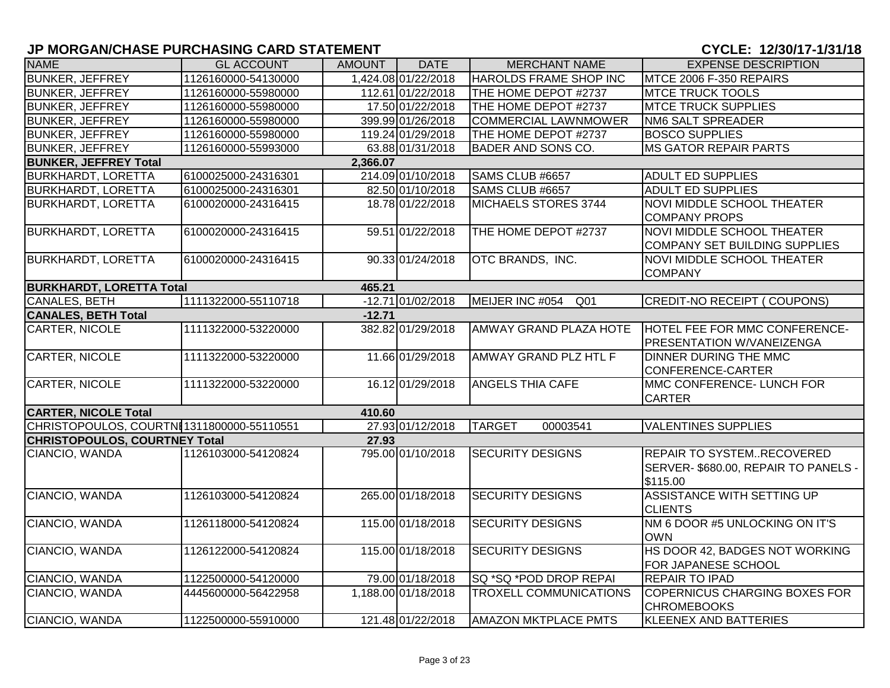## JP MORGAN/CHASE PURCHASING CARD STATEMENT

**CYCLE: 12/30/17-1/31/18**

| NAME | GL ACCOUNT | AMOUNT | DATE | MERCHANT NAME | EXPENSE DESCRIPTION |
|---|---|---|---|---|---|
| BUNKER, JEFFREY | 1126160000-54130000 | 1,424.08 | 01/22/2018 | HAROLDS FRAME SHOP INC | MTCE 2006 F-350 REPAIRS |
| BUNKER, JEFFREY | 1126160000-55980000 | 112.61 | 01/22/2018 | THE HOME DEPOT #2737 | MTCE TRUCK TOOLS |
| BUNKER, JEFFREY | 1126160000-55980000 | 17.50 | 01/22/2018 | THE HOME DEPOT #2737 | MTCE TRUCK SUPPLIES |
| BUNKER, JEFFREY | 1126160000-55980000 | 399.99 | 01/26/2018 | COMMERCIAL LAWNMOWER | NM6 SALT SPREADER |
| BUNKER, JEFFREY | 1126160000-55980000 | 119.24 | 01/29/2018 | THE HOME DEPOT #2737 | BOSCO SUPPLIES |
| BUNKER, JEFFREY | 1126160000-55993000 | 63.88 | 01/31/2018 | BADER AND SONS CO. | MS GATOR REPAIR PARTS |
| **BUNKER, JEFFREY Total** | | **2,366.07** | | | |
| BURKHARDT, LORETTA | 6100025000-24316301 | 214.09 | 01/10/2018 | SAMS CLUB #6657 | ADULT ED SUPPLIES |
| BURKHARDT, LORETTA | 6100025000-24316301 | 82.50 | 01/10/2018 | SAMS CLUB #6657 | ADULT ED SUPPLIES |
| BURKHARDT, LORETTA | 6100020000-24316415 | 18.78 | 01/22/2018 | MICHAELS STORES 3744 | NOVI MIDDLE SCHOOL THEATER COMPANY PROPS |
| BURKHARDT, LORETTA | 6100020000-24316415 | 59.51 | 01/22/2018 | THE HOME DEPOT #2737 | NOVI MIDDLE SCHOOL THEATER COMPANY SET BUILDING SUPPLIES |
| BURKHARDT, LORETTA | 6100020000-24316415 | 90.33 | 01/24/2018 | OTC BRANDS, INC. | NOVI MIDDLE SCHOOL THEATER COMPANY |
| **BURKHARDT, LORETTA Total** | | **465.21** | | | |
| CANALES, BETH | 1111322000-55110718 | -12.71 | 01/02/2018 | MEIJER INC #054 Q01 | CREDIT-NO RECEIPT ( COUPONS) |
| **CANALES, BETH Total** | | **-12.71** | | | |
| CARTER, NICOLE | 1111322000-53220000 | 382.82 | 01/29/2018 | AMWAY GRAND PLAZA HOTE | HOTEL FEE FOR MMC CONFERENCE-PRESENTATION W/VANEIZENGA |
| CARTER, NICOLE | 1111322000-53220000 | 11.66 | 01/29/2018 | AMWAY GRAND PLZ HTL F | DINNER DURING THE MMC CONFERENCE-CARTER |
| CARTER, NICOLE | 1111322000-53220000 | 16.12 | 01/29/2018 | ANGELS THIA CAFE | MMC CONFERENCE- LUNCH FOR CARTER |
| **CARTER, NICOLE Total** | | **410.60** | | | |
| CHRISTOPOULOS, COURTNI | 1311800000-55110551 | 27.93 | 01/12/2018 | TARGET 00003541 | VALENTINES SUPPLIES |
| **CHRISTOPOULOS, COURTNEY Total** | | **27.93** | | | |
| CIANCIO, WANDA | 1126103000-54120824 | 795.00 | 01/10/2018 | SECURITY DESIGNS | REPAIR TO SYSTEM..RECOVERED SERVER- $680.00, REPAIR TO PANELS - $115.00 |
| CIANCIO, WANDA | 1126103000-54120824 | 265.00 | 01/18/2018 | SECURITY DESIGNS | ASSISTANCE WITH SETTING UP CLIENTS |
| CIANCIO, WANDA | 1126118000-54120824 | 115.00 | 01/18/2018 | SECURITY DESIGNS | NM 6 DOOR #5 UNLOCKING ON IT'S OWN |
| CIANCIO, WANDA | 1126122000-54120824 | 115.00 | 01/18/2018 | SECURITY DESIGNS | HS DOOR 42, BADGES NOT WORKING FOR JAPANESE SCHOOL |
| CIANCIO, WANDA | 1122500000-54120000 | 79.00 | 01/18/2018 | SQ *SQ *POD DROP REPAI | REPAIR TO IPAD |
| CIANCIO, WANDA | 4445600000-56422958 | 1,188.00 | 01/18/2018 | TROXELL COMMUNICATIONS | COPERNICUS CHARGING BOXES FOR CHROMEBOOKS |
| CIANCIO, WANDA | 1122500000-55910000 | 121.48 | 01/22/2018 | AMAZON MKTPLACE PMTS | KLEENEX AND BATTERIES |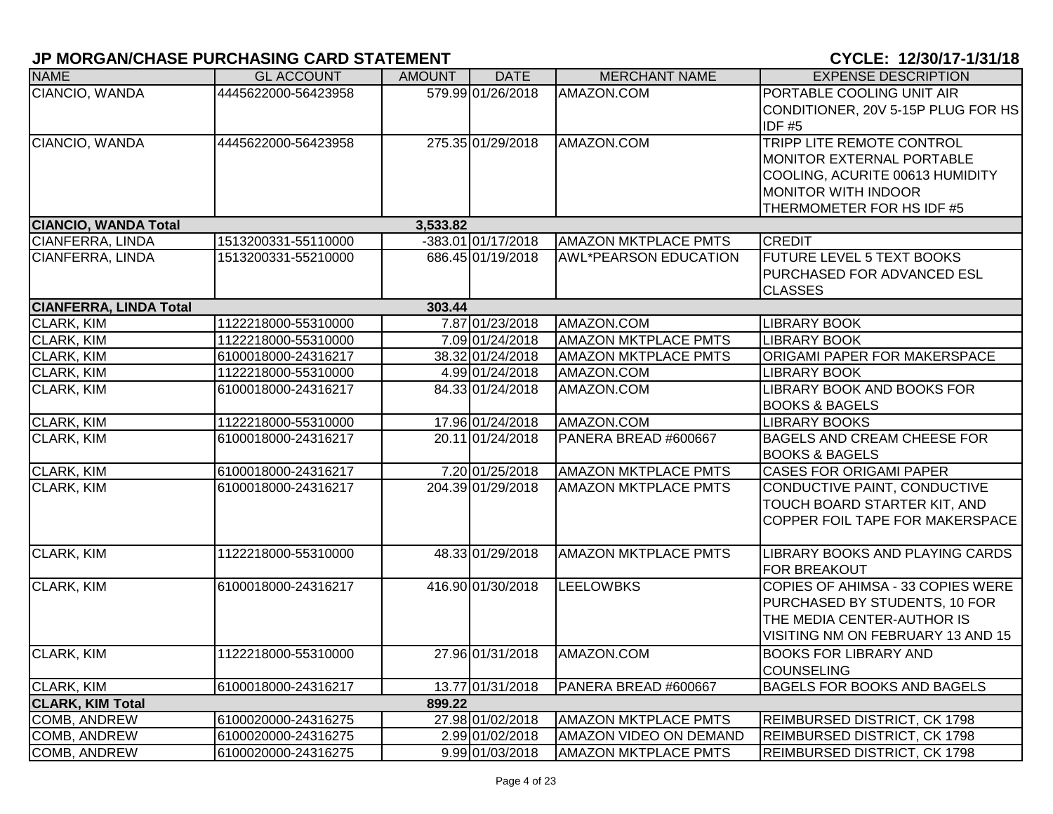## JP MORGAN/CHASE PURCHASING CARD STATEMENT

**CYCLE: 12/30/17-1/31/18**

| NAME | GL ACCOUNT | AMOUNT | DATE | MERCHANT NAME | EXPENSE DESCRIPTION |
|---|---|---|---|---|---|
| CIANCIO, WANDA | 4445622000-56423958 | 579.99 | 01/26/2018 | AMAZON.COM | PORTABLE COOLING UNIT AIR CONDITIONER, 20V 5-15P PLUG FOR HS IDF #5 |
| CIANCIO, WANDA | 4445622000-56423958 | 275.35 | 01/29/2018 | AMAZON.COM | TRIPP LITE REMOTE CONTROL MONITOR EXTERNAL PORTABLE COOLING, ACURITE 00613 HUMIDITY MONITOR WITH INDOOR THERMOMETER FOR HS IDF #5 |
| **CIANCIO, WANDA Total** | | **3,533.82** | | | |
| CIANFERRA, LINDA | 1513200331-55110000 | -383.01 | 01/17/2018 | AMAZON MKTPLACE PMTS | CREDIT |
| CIANFERRA, LINDA | 1513200331-55210000 | 686.45 | 01/19/2018 | AWL*PEARSON EDUCATION | FUTURE LEVEL 5 TEXT BOOKS PURCHASED FOR ADVANCED ESL CLASSES |
| **CIANFERRA, LINDA Total** | | **303.44** | | | |
| CLARK, KIM | 1122218000-55310000 | 7.87 | 01/23/2018 | AMAZON.COM | LIBRARY BOOK |
| CLARK, KIM | 1122218000-55310000 | 7.09 | 01/24/2018 | AMAZON MKTPLACE PMTS | LIBRARY BOOK |
| CLARK, KIM | 6100018000-24316217 | 38.32 | 01/24/2018 | AMAZON MKTPLACE PMTS | ORIGAMI PAPER FOR MAKERSPACE |
| CLARK, KIM | 1122218000-55310000 | 4.99 | 01/24/2018 | AMAZON.COM | LIBRARY BOOK |
| CLARK, KIM | 6100018000-24316217 | 84.33 | 01/24/2018 | AMAZON.COM | LIBRARY BOOK AND BOOKS FOR BOOKS & BAGELS |
| CLARK, KIM | 1122218000-55310000 | 17.96 | 01/24/2018 | AMAZON.COM | LIBRARY BOOKS |
| CLARK, KIM | 6100018000-24316217 | 20.11 | 01/24/2018 | PANERA BREAD #600667 | BAGELS AND CREAM CHEESE FOR BOOKS & BAGELS |
| CLARK, KIM | 6100018000-24316217 | 7.20 | 01/25/2018 | AMAZON MKTPLACE PMTS | CASES FOR ORIGAMI PAPER |
| CLARK, KIM | 6100018000-24316217 | 204.39 | 01/29/2018 | AMAZON MKTPLACE PMTS | CONDUCTIVE PAINT, CONDUCTIVE TOUCH BOARD STARTER KIT, AND COPPER FOIL TAPE FOR MAKERSPACE |
| CLARK, KIM | 1122218000-55310000 | 48.33 | 01/29/2018 | AMAZON MKTPLACE PMTS | LIBRARY BOOKS AND PLAYING CARDS FOR BREAKOUT |
| CLARK, KIM | 6100018000-24316217 | 416.90 | 01/30/2018 | LEELOWBKS | COPIES OF AHIMSA - 33 COPIES WERE PURCHASED BY STUDENTS, 10 FOR THE MEDIA CENTER-AUTHOR IS VISITING NM ON FEBRUARY 13 AND 15 |
| CLARK, KIM | 1122218000-55310000 | 27.96 | 01/31/2018 | AMAZON.COM | BOOKS FOR LIBRARY AND COUNSELING |
| CLARK, KIM | 6100018000-24316217 | 13.77 | 01/31/2018 | PANERA BREAD #600667 | BAGELS FOR BOOKS AND BAGELS |
| **CLARK, KIM Total** | | **899.22** | | | |
| COMB, ANDREW | 6100020000-24316275 | 27.98 | 01/02/2018 | AMAZON MKTPLACE PMTS | REIMBURSED DISTRICT, CK 1798 |
| COMB, ANDREW | 6100020000-24316275 | 2.99 | 01/02/2018 | AMAZON VIDEO ON DEMAND | REIMBURSED DISTRICT, CK 1798 |
| COMB, ANDREW | 6100020000-24316275 | 9.99 | 01/03/2018 | AMAZON MKTPLACE PMTS | REIMBURSED DISTRICT, CK 1798 |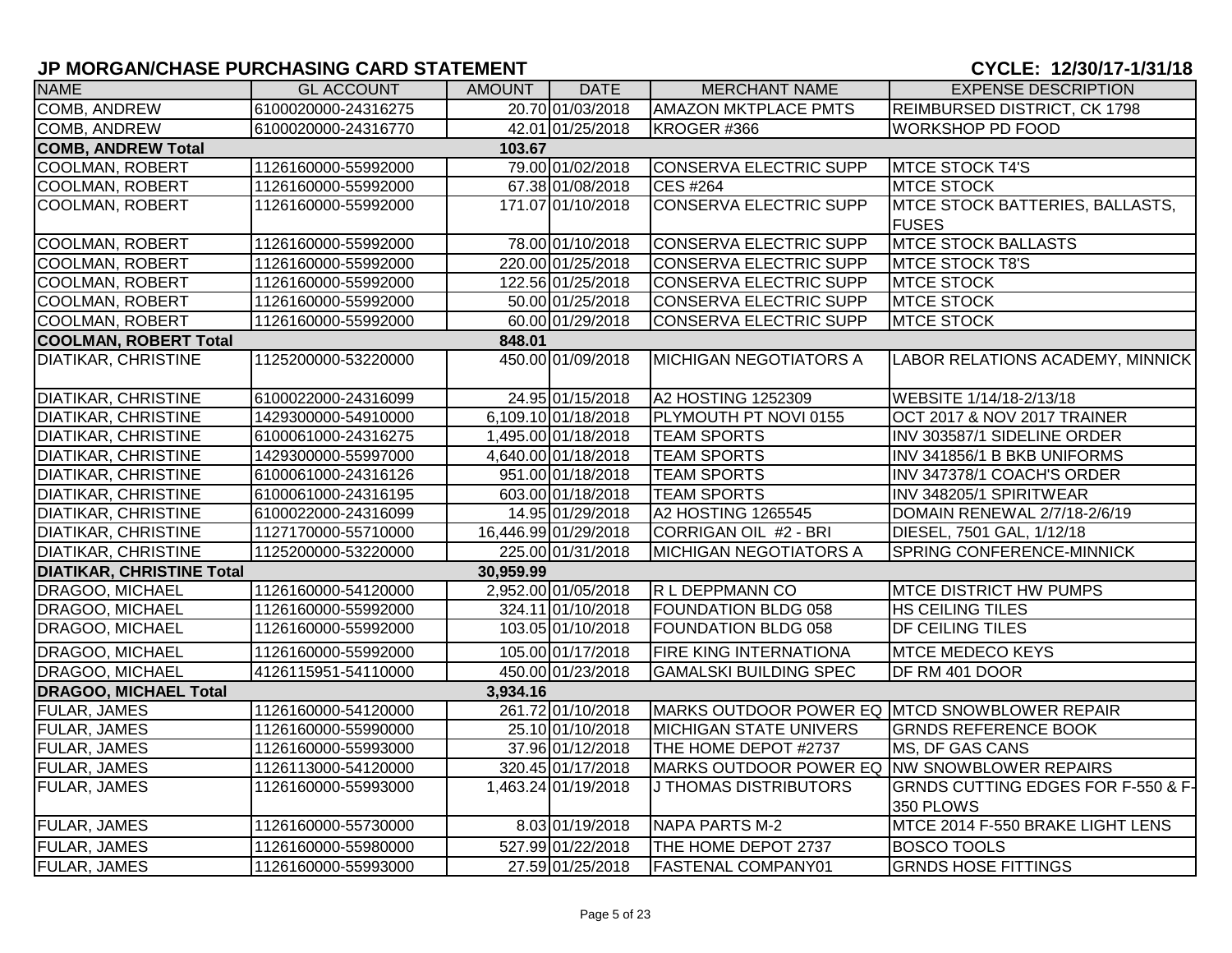## JP MORGAN/CHASE PURCHASING CARD STATEMENT

**CYCLE: 12/30/17-1/31/18**

| NAME | GL ACCOUNT | AMOUNT | DATE | MERCHANT NAME | EXPENSE DESCRIPTION |
|---|---|---|---|---|---|
| COMB, ANDREW | 6100020000-24316275 | 20.70 | 01/03/2018 | AMAZON MKTPLACE PMTS | REIMBURSED DISTRICT, CK 1798 |
| COMB, ANDREW | 6100020000-24316770 | 42.01 | 01/25/2018 | KROGER #366 | WORKSHOP PD FOOD |
| **COMB, ANDREW Total** | | **103.67** | | | |
| COOLMAN, ROBERT | 1126160000-55992000 | 79.00 | 01/02/2018 | CONSERVA ELECTRIC SUPP | MTCE STOCK T4'S |
| COOLMAN, ROBERT | 1126160000-55992000 | 67.38 | 01/08/2018 | CES #264 | MTCE STOCK |
| COOLMAN, ROBERT | 1126160000-55992000 | 171.07 | 01/10/2018 | CONSERVA ELECTRIC SUPP | MTCE STOCK BATTERIES, BALLASTS, FUSES |
| COOLMAN, ROBERT | 1126160000-55992000 | 78.00 | 01/10/2018 | CONSERVA ELECTRIC SUPP | MTCE STOCK BALLASTS |
| COOLMAN, ROBERT | 1126160000-55992000 | 220.00 | 01/25/2018 | CONSERVA ELECTRIC SUPP | MTCE STOCK T8'S |
| COOLMAN, ROBERT | 1126160000-55992000 | 122.56 | 01/25/2018 | CONSERVA ELECTRIC SUPP | MTCE STOCK |
| COOLMAN, ROBERT | 1126160000-55992000 | 50.00 | 01/25/2018 | CONSERVA ELECTRIC SUPP | MTCE STOCK |
| COOLMAN, ROBERT | 1126160000-55992000 | 60.00 | 01/29/2018 | CONSERVA ELECTRIC SUPP | MTCE STOCK |
| **COOLMAN, ROBERT Total** | | **848.01** | | | |
| DIATIKAR, CHRISTINE | 1125200000-53220000 | 450.00 | 01/09/2018 | MICHIGAN NEGOTIATORS A | LABOR RELATIONS ACADEMY, MINNICK |
| DIATIKAR, CHRISTINE | 6100022000-24316099 | 24.95 | 01/15/2018 | A2 HOSTING 1252309 | WEBSITE 1/14/18-2/13/18 |
| DIATIKAR, CHRISTINE | 1429300000-54910000 | 6,109.10 | 01/18/2018 | PLYMOUTH PT NOVI 0155 | OCT 2017 & NOV 2017 TRAINER |
| DIATIKAR, CHRISTINE | 6100061000-24316275 | 1,495.00 | 01/18/2018 | TEAM SPORTS | INV 303587/1 SIDELINE ORDER |
| DIATIKAR, CHRISTINE | 1429300000-55997000 | 4,640.00 | 01/18/2018 | TEAM SPORTS | INV 341856/1 B BKB UNIFORMS |
| DIATIKAR, CHRISTINE | 6100061000-24316126 | 951.00 | 01/18/2018 | TEAM SPORTS | INV 347378/1 COACH'S ORDER |
| DIATIKAR, CHRISTINE | 6100061000-24316195 | 603.00 | 01/18/2018 | TEAM SPORTS | INV 348205/1 SPIRITWEAR |
| DIATIKAR, CHRISTINE | 6100022000-24316099 | 14.95 | 01/29/2018 | A2 HOSTING 1265545 | DOMAIN RENEWAL 2/7/18-2/6/19 |
| DIATIKAR, CHRISTINE | 1127170000-55710000 | 16,446.99 | 01/29/2018 | CORRIGAN OIL #2 - BRI | DIESEL, 7501 GAL, 1/12/18 |
| DIATIKAR, CHRISTINE | 1125200000-53220000 | 225.00 | 01/31/2018 | MICHIGAN NEGOTIATORS A | SPRING CONFERENCE-MINNICK |
| **DIATIKAR, CHRISTINE Total** | | **30,959.99** | | | |
| DRAGOO, MICHAEL | 1126160000-54120000 | 2,952.00 | 01/05/2018 | R L DEPPMANN CO | MTCE DISTRICT HW PUMPS |
| DRAGOO, MICHAEL | 1126160000-55992000 | 324.11 | 01/10/2018 | FOUNDATION BLDG 058 | HS CEILING TILES |
| DRAGOO, MICHAEL | 1126160000-55992000 | 103.05 | 01/10/2018 | FOUNDATION BLDG 058 | DF CEILING TILES |
| DRAGOO, MICHAEL | 1126160000-55992000 | 105.00 | 01/17/2018 | FIRE KING INTERNATIONA | MTCE MEDECO KEYS |
| DRAGOO, MICHAEL | 4126115951-54110000 | 450.00 | 01/23/2018 | GAMALSKI BUILDING SPEC | DF RM 401 DOOR |
| **DRAGOO, MICHAEL Total** | | **3,934.16** | | | |
| FULAR, JAMES | 1126160000-54120000 | 261.72 | 01/10/2018 | MARKS OUTDOOR POWER EQ | MTCD SNOWBLOWER REPAIR |
| FULAR, JAMES | 1126160000-55990000 | 25.10 | 01/10/2018 | MICHIGAN STATE UNIVERS | GRNDS REFERENCE BOOK |
| FULAR, JAMES | 1126160000-55993000 | 37.96 | 01/12/2018 | THE HOME DEPOT #2737 | MS, DF GAS CANS |
| FULAR, JAMES | 1126113000-54120000 | 320.45 | 01/17/2018 | MARKS OUTDOOR POWER EQ | NW SNOWBLOWER REPAIRS |
| FULAR, JAMES | 1126160000-55993000 | 1,463.24 | 01/19/2018 | J THOMAS DISTRIBUTORS | GRNDS CUTTING EDGES FOR F-550 & F-350 PLOWS |
| FULAR, JAMES | 1126160000-55730000 | 8.03 | 01/19/2018 | NAPA PARTS M-2 | MTCE 2014 F-550 BRAKE LIGHT LENS |
| FULAR, JAMES | 1126160000-55980000 | 527.99 | 01/22/2018 | THE HOME DEPOT 2737 | BOSCO TOOLS |
| FULAR, JAMES | 1126160000-55993000 | 27.59 | 01/25/2018 | FASTENAL COMPANY01 | GRNDS HOSE FITTINGS |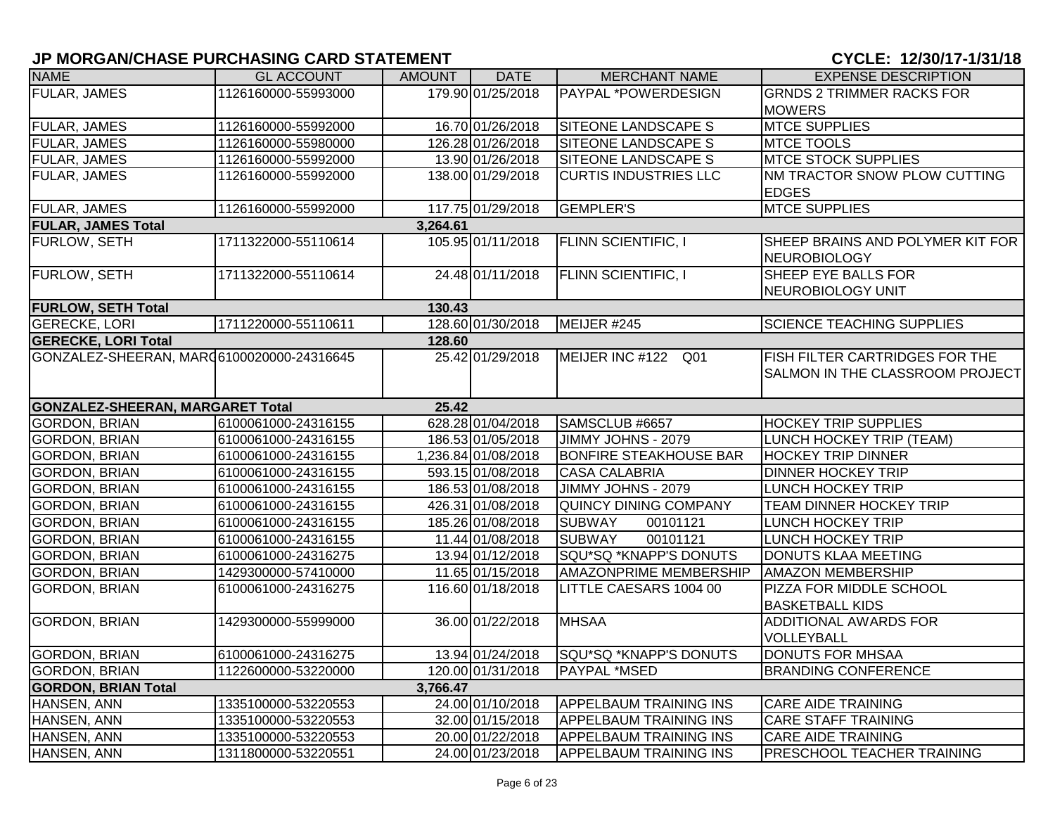## JP MORGAN/CHASE PURCHASING CARD STATEMENT

**CYCLE: 12/30/17-1/31/18**

| NAME | GL ACCOUNT | AMOUNT | DATE | MERCHANT NAME | EXPENSE DESCRIPTION |
|---|---|---|---|---|---|
| FULAR, JAMES | 1126160000-55993000 | 179.90 | 01/25/2018 | PAYPAL *POWERDESIGN | GRNDS 2 TRIMMER RACKS FOR MOWERS |
| FULAR, JAMES | 1126160000-55992000 | 16.70 | 01/26/2018 | SITEONE LANDSCAPE S | MTCE SUPPLIES |
| FULAR, JAMES | 1126160000-55980000 | 126.28 | 01/26/2018 | SITEONE LANDSCAPE S | MTCE TOOLS |
| FULAR, JAMES | 1126160000-55992000 | 13.90 | 01/26/2018 | SITEONE LANDSCAPE S | MTCE STOCK SUPPLIES |
| FULAR, JAMES | 1126160000-55992000 | 138.00 | 01/29/2018 | CURTIS INDUSTRIES LLC | NM TRACTOR SNOW PLOW CUTTING EDGES |
| FULAR, JAMES | 1126160000-55992000 | 117.75 | 01/29/2018 | GEMPLER'S | MTCE SUPPLIES |
| **FULAR, JAMES Total** | | **3,264.61** | | | |
| FURLOW, SETH | 1711322000-55110614 | 105.95 | 01/11/2018 | FLINN SCIENTIFIC, I | SHEEP BRAINS AND POLYMER KIT FOR NEUROBIOLOGY |
| FURLOW, SETH | 1711322000-55110614 | 24.48 | 01/11/2018 | FLINN SCIENTIFIC, I | SHEEP EYE BALLS FOR NEUROBIOLOGY UNIT |
| **FURLOW, SETH Total** | | **130.43** | | | |
| GERECKE, LORI | 1711220000-55110611 | 128.60 | 01/30/2018 | MEIJER #245 | SCIENCE TEACHING SUPPLIES |
| **GERECKE, LORI Total** | | **128.60** | | | |
| GONZALEZ-SHEERAN, MARG | 6100020000-24316645 | 25.42 | 01/29/2018 | MEIJER INC #122 Q01 | FISH FILTER CARTRIDGES FOR THE SALMON IN THE CLASSROOM PROJECT |
| **GONZALEZ-SHEERAN, MARGARET Total** | | **25.42** | | | |
| GORDON, BRIAN | 6100061000-24316155 | 628.28 | 01/04/2018 | SAMSCLUB #6657 | HOCKEY TRIP SUPPLIES |
| GORDON, BRIAN | 6100061000-24316155 | 186.53 | 01/05/2018 | JIMMY JOHNS - 2079 | LUNCH HOCKEY TRIP (TEAM) |
| GORDON, BRIAN | 6100061000-24316155 | 1,236.84 | 01/08/2018 | BONFIRE STEAKHOUSE BAR | HOCKEY TRIP DINNER |
| GORDON, BRIAN | 6100061000-24316155 | 593.15 | 01/08/2018 | CASA CALABRIA | DINNER HOCKEY TRIP |
| GORDON, BRIAN | 6100061000-24316155 | 186.53 | 01/08/2018 | JIMMY JOHNS - 2079 | LUNCH HOCKEY TRIP |
| GORDON, BRIAN | 6100061000-24316155 | 426.31 | 01/08/2018 | QUINCY DINING COMPANY | TEAM DINNER HOCKEY TRIP |
| GORDON, BRIAN | 6100061000-24316155 | 185.26 | 01/08/2018 | SUBWAY 00101121 | LUNCH HOCKEY TRIP |
| GORDON, BRIAN | 6100061000-24316155 | 11.44 | 01/08/2018 | SUBWAY 00101121 | LUNCH HOCKEY TRIP |
| GORDON, BRIAN | 6100061000-24316275 | 13.94 | 01/12/2018 | SQU*SQ *KNAPP'S DONUTS | DONUTS KLAA MEETING |
| GORDON, BRIAN | 1429300000-57410000 | 11.65 | 01/15/2018 | AMAZONPRIME MEMBERSHIP | AMAZON MEMBERSHIP |
| GORDON, BRIAN | 6100061000-24316275 | 116.60 | 01/18/2018 | LITTLE CAESARS 1004 00 | PIZZA FOR MIDDLE SCHOOL BASKETBALL KIDS |
| GORDON, BRIAN | 1429300000-55999000 | 36.00 | 01/22/2018 | MHSAA | ADDITIONAL AWARDS FOR VOLLEYBALL |
| GORDON, BRIAN | 6100061000-24316275 | 13.94 | 01/24/2018 | SQU*SQ *KNAPP'S DONUTS | DONUTS FOR MHSAA |
| GORDON, BRIAN | 1122600000-53220000 | 120.00 | 01/31/2018 | PAYPAL *MSED | BRANDING CONFERENCE |
| **GORDON, BRIAN Total** | | **3,766.47** | | | |
| HANSEN, ANN | 1335100000-53220553 | 24.00 | 01/10/2018 | APPELBAUM TRAINING INS | CARE AIDE TRAINING |
| HANSEN, ANN | 1335100000-53220553 | 32.00 | 01/15/2018 | APPELBAUM TRAINING INS | CARE STAFF TRAINING |
| HANSEN, ANN | 1335100000-53220553 | 20.00 | 01/22/2018 | APPELBAUM TRAINING INS | CARE AIDE TRAINING |
| HANSEN, ANN | 1311800000-53220551 | 24.00 | 01/23/2018 | APPELBAUM TRAINING INS | PRESCHOOL TEACHER TRAINING |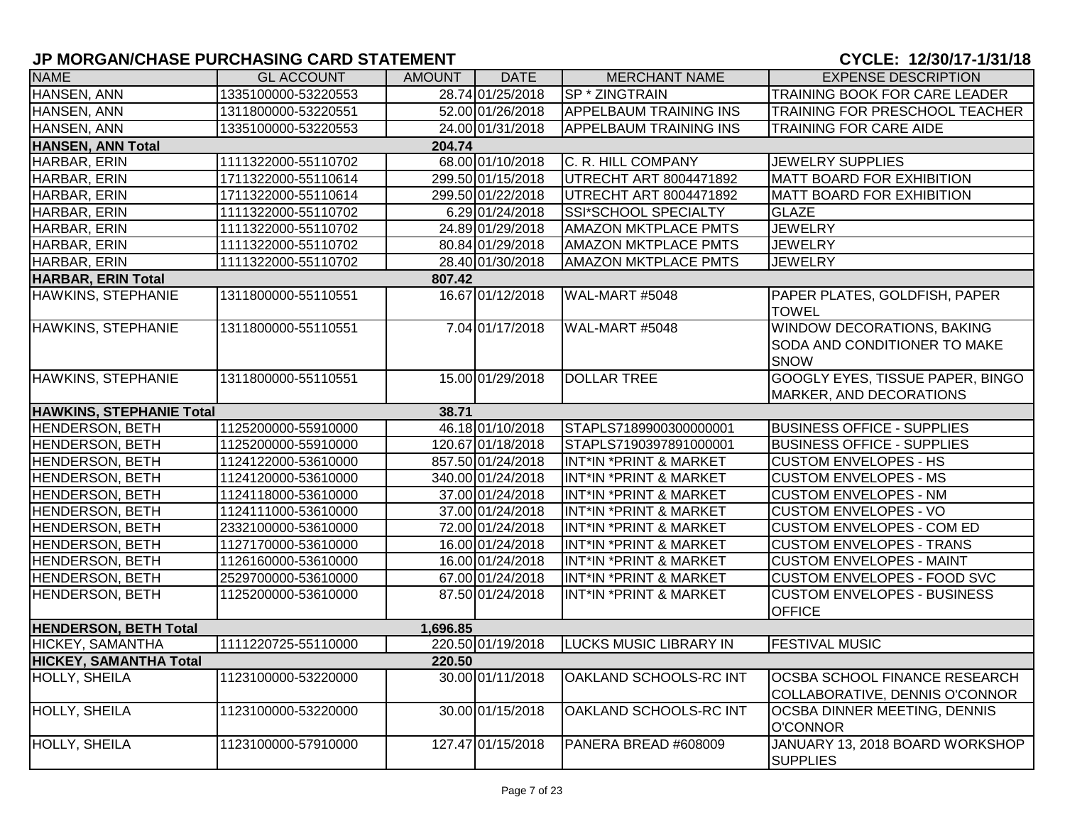## JP MORGAN/CHASE PURCHASING CARD STATEMENT

**CYCLE: 12/30/17-1/31/18**

| NAME | GL ACCOUNT | AMOUNT | DATE | MERCHANT NAME | EXPENSE DESCRIPTION |
|---|---|---|---|---|---|
| HANSEN, ANN | 1335100000-53220553 | 28.74 | 01/25/2018 | SP * ZINGTRAIN | TRAINING BOOK FOR CARE LEADER |
| HANSEN, ANN | 1311800000-53220551 | 52.00 | 01/26/2018 | APPELBAUM TRAINING INS | TRAINING FOR PRESCHOOL TEACHER |
| HANSEN, ANN | 1335100000-53220553 | 24.00 | 01/31/2018 | APPELBAUM TRAINING INS | TRAINING FOR CARE AIDE |
| **HANSEN, ANN Total** | | **204.74** | | | |
| HARBAR, ERIN | 1111322000-55110702 | 68.00 | 01/10/2018 | C. R. HILL COMPANY | JEWELRY SUPPLIES |
| HARBAR, ERIN | 1711322000-55110614 | 299.50 | 01/15/2018 | UTRECHT ART 8004471892 | MATT BOARD FOR EXHIBITION |
| HARBAR, ERIN | 1711322000-55110614 | 299.50 | 01/22/2018 | UTRECHT ART 8004471892 | MATT BOARD FOR EXHIBITION |
| HARBAR, ERIN | 1111322000-55110702 | 6.29 | 01/24/2018 | SSI*SCHOOL SPECIALTY | GLAZE |
| HARBAR, ERIN | 1111322000-55110702 | 24.89 | 01/29/2018 | AMAZON MKTPLACE PMTS | JEWELRY |
| HARBAR, ERIN | 1111322000-55110702 | 80.84 | 01/29/2018 | AMAZON MKTPLACE PMTS | JEWELRY |
| HARBAR, ERIN | 1111322000-55110702 | 28.40 | 01/30/2018 | AMAZON MKTPLACE PMTS | JEWELRY |
| **HARBAR, ERIN Total** | | **807.42** | | | |
| HAWKINS, STEPHANIE | 1311800000-55110551 | 16.67 | 01/12/2018 | WAL-MART #5048 | PAPER PLATES, GOLDFISH, PAPER TOWEL |
| HAWKINS, STEPHANIE | 1311800000-55110551 | 7.04 | 01/17/2018 | WAL-MART #5048 | WINDOW DECORATIONS, BAKING SODA AND CONDITIONER TO MAKE SNOW |
| HAWKINS, STEPHANIE | 1311800000-55110551 | 15.00 | 01/29/2018 | DOLLAR TREE | GOOGLY EYES, TISSUE PAPER, BINGO MARKER, AND DECORATIONS |
| **HAWKINS, STEPHANIE Total** | | **38.71** | | | |
| HENDERSON, BETH | 1125200000-55910000 | 46.18 | 01/10/2018 | STAPLS7189900300000001 | BUSINESS OFFICE - SUPPLIES |
| HENDERSON, BETH | 1125200000-55910000 | 120.67 | 01/18/2018 | STAPLS7190397891000001 | BUSINESS OFFICE - SUPPLIES |
| HENDERSON, BETH | 1124122000-53610000 | 857.50 | 01/24/2018 | INT*IN *PRINT & MARKET | CUSTOM ENVELOPES - HS |
| HENDERSON, BETH | 1124120000-53610000 | 340.00 | 01/24/2018 | INT*IN *PRINT & MARKET | CUSTOM ENVELOPES - MS |
| HENDERSON, BETH | 1124118000-53610000 | 37.00 | 01/24/2018 | INT*IN *PRINT & MARKET | CUSTOM ENVELOPES - NM |
| HENDERSON, BETH | 1124111000-53610000 | 37.00 | 01/24/2018 | INT*IN *PRINT & MARKET | CUSTOM ENVELOPES - VO |
| HENDERSON, BETH | 2332100000-53610000 | 72.00 | 01/24/2018 | INT*IN *PRINT & MARKET | CUSTOM ENVELOPES - COM ED |
| HENDERSON, BETH | 1127170000-53610000 | 16.00 | 01/24/2018 | INT*IN *PRINT & MARKET | CUSTOM ENVELOPES - TRANS |
| HENDERSON, BETH | 1126160000-53610000 | 16.00 | 01/24/2018 | INT*IN *PRINT & MARKET | CUSTOM ENVELOPES - MAINT |
| HENDERSON, BETH | 2529700000-53610000 | 67.00 | 01/24/2018 | INT*IN *PRINT & MARKET | CUSTOM ENVELOPES - FOOD SVC |
| HENDERSON, BETH | 1125200000-53610000 | 87.50 | 01/24/2018 | INT*IN *PRINT & MARKET | CUSTOM ENVELOPES - BUSINESS OFFICE |
| **HENDERSON, BETH Total** | | **1,696.85** | | | |
| HICKEY, SAMANTHA | 1111220725-55110000 | 220.50 | 01/19/2018 | LUCKS MUSIC LIBRARY IN | FESTIVAL MUSIC |
| **HICKEY, SAMANTHA Total** | | **220.50** | | | |
| HOLLY, SHEILA | 1123100000-53220000 | 30.00 | 01/11/2018 | OAKLAND SCHOOLS-RC INT | OCSBA SCHOOL FINANCE RESEARCH COLLABORATIVE, DENNIS O'CONNOR |
| HOLLY, SHEILA | 1123100000-53220000 | 30.00 | 01/15/2018 | OAKLAND SCHOOLS-RC INT | OCSBA DINNER MEETING, DENNIS O'CONNOR |
| HOLLY, SHEILA | 1123100000-57910000 | 127.47 | 01/15/2018 | PANERA BREAD #608009 | JANUARY 13, 2018 BOARD WORKSHOP SUPPLIES |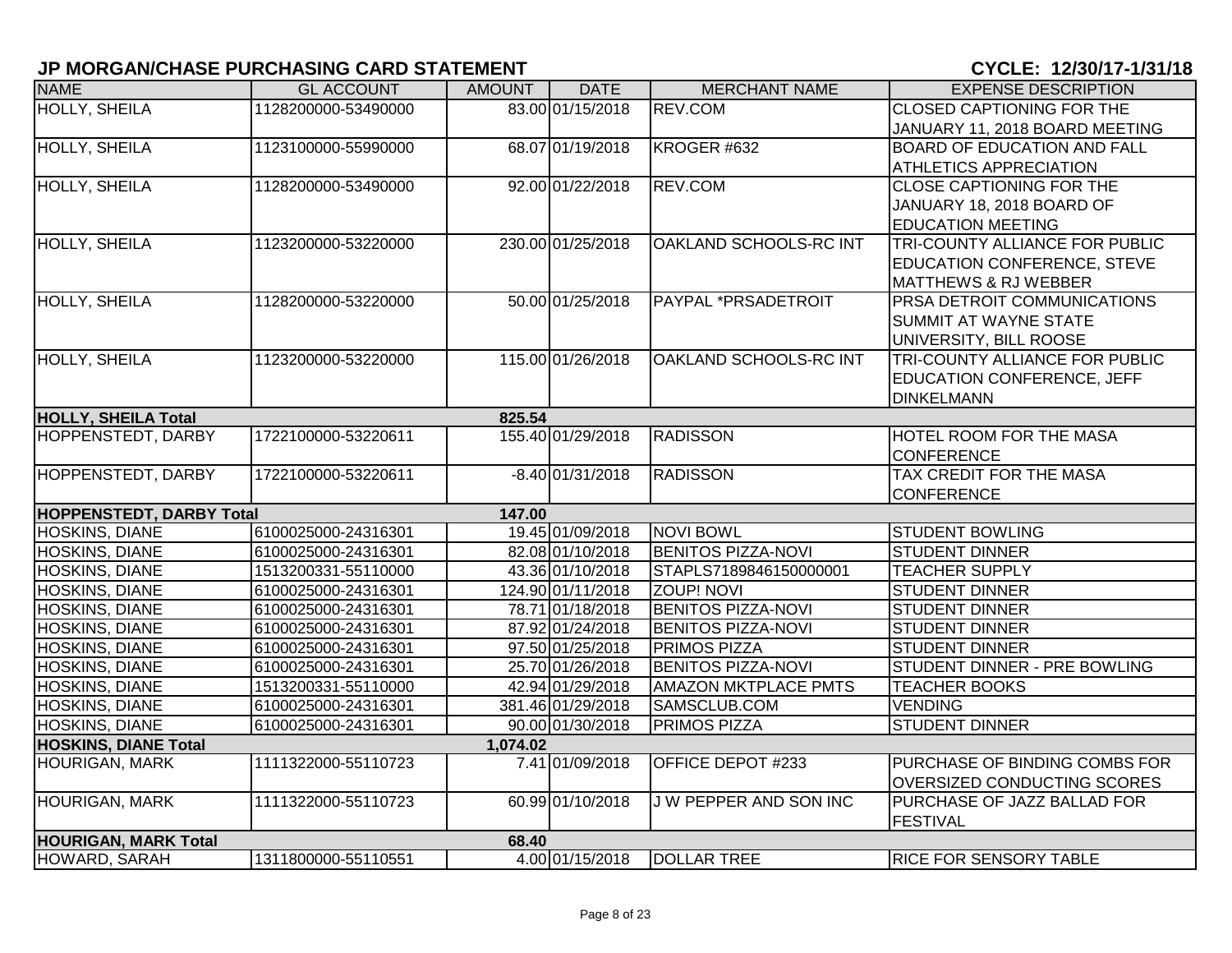## JP MORGAN/CHASE PURCHASING CARD STATEMENT

**CYCLE: 12/30/17-1/31/18**

| NAME | GL ACCOUNT | AMOUNT | DATE | MERCHANT NAME | EXPENSE DESCRIPTION |
|---|---|---|---|---|---|
| HOLLY, SHEILA | 1128200000-53490000 | 83.00 | 01/15/2018 | REV.COM | CLOSED CAPTIONING FOR THE JANUARY 11, 2018 BOARD MEETING |
| HOLLY, SHEILA | 1123100000-55990000 | 68.07 | 01/19/2018 | KROGER #632 | BOARD OF EDUCATION AND FALL ATHLETICS APPRECIATION |
| HOLLY, SHEILA | 1128200000-53490000 | 92.00 | 01/22/2018 | REV.COM | CLOSE CAPTIONING FOR THE JANUARY 18, 2018 BOARD OF EDUCATION MEETING |
| HOLLY, SHEILA | 1123200000-53220000 | 230.00 | 01/25/2018 | OAKLAND SCHOOLS-RC INT | TRI-COUNTY ALLIANCE FOR PUBLIC EDUCATION CONFERENCE, STEVE MATTHEWS & RJ WEBBER |
| HOLLY, SHEILA | 1128200000-53220000 | 50.00 | 01/25/2018 | PAYPAL *PRSADETROIT | PRSA DETROIT COMMUNICATIONS SUMMIT AT WAYNE STATE UNIVERSITY, BILL ROOSE |
| HOLLY, SHEILA | 1123200000-53220000 | 115.00 | 01/26/2018 | OAKLAND SCHOOLS-RC INT | TRI-COUNTY ALLIANCE FOR PUBLIC EDUCATION CONFERENCE, JEFF DINKELMANN |
| **HOLLY, SHEILA Total** | | **825.54** | | | |
| HOPPENSTEDT, DARBY | 1722100000-53220611 | 155.40 | 01/29/2018 | RADISSON | HOTEL ROOM FOR THE MASA CONFERENCE |
| HOPPENSTEDT, DARBY | 1722100000-53220611 | -8.40 | 01/31/2018 | RADISSON | TAX CREDIT FOR THE MASA CONFERENCE |
| **HOPPENSTEDT, DARBY Total** | | **147.00** | | | |
| HOSKINS, DIANE | 6100025000-24316301 | 19.45 | 01/09/2018 | NOVI BOWL | STUDENT BOWLING |
| HOSKINS, DIANE | 6100025000-24316301 | 82.08 | 01/10/2018 | BENITOS PIZZA-NOVI | STUDENT DINNER |
| HOSKINS, DIANE | 1513200331-55110000 | 43.36 | 01/10/2018 | STAPLS7189846150000001 | TEACHER SUPPLY |
| HOSKINS, DIANE | 6100025000-24316301 | 124.90 | 01/11/2018 | ZOUP! NOVI | STUDENT DINNER |
| HOSKINS, DIANE | 6100025000-24316301 | 78.71 | 01/18/2018 | BENITOS PIZZA-NOVI | STUDENT DINNER |
| HOSKINS, DIANE | 6100025000-24316301 | 87.92 | 01/24/2018 | BENITOS PIZZA-NOVI | STUDENT DINNER |
| HOSKINS, DIANE | 6100025000-24316301 | 97.50 | 01/25/2018 | PRIMOS PIZZA | STUDENT DINNER |
| HOSKINS, DIANE | 6100025000-24316301 | 25.70 | 01/26/2018 | BENITOS PIZZA-NOVI | STUDENT DINNER - PRE BOWLING |
| HOSKINS, DIANE | 1513200331-55110000 | 42.94 | 01/29/2018 | AMAZON MKTPLACE PMTS | TEACHER BOOKS |
| HOSKINS, DIANE | 6100025000-24316301 | 381.46 | 01/29/2018 | SAMSCLUB.COM | VENDING |
| HOSKINS, DIANE | 6100025000-24316301 | 90.00 | 01/30/2018 | PRIMOS PIZZA | STUDENT DINNER |
| **HOSKINS, DIANE Total** | | **1,074.02** | | | |
| HOURIGAN, MARK | 1111322000-55110723 | 7.41 | 01/09/2018 | OFFICE DEPOT #233 | PURCHASE OF BINDING COMBS FOR OVERSIZED CONDUCTING SCORES |
| HOURIGAN, MARK | 1111322000-55110723 | 60.99 | 01/10/2018 | J W PEPPER AND SON INC | PURCHASE OF JAZZ BALLAD FOR FESTIVAL |
| **HOURIGAN, MARK Total** | | **68.40** | | | |
| HOWARD, SARAH | 1311800000-55110551 | 4.00 | 01/15/2018 | DOLLAR TREE | RICE FOR SENSORY TABLE |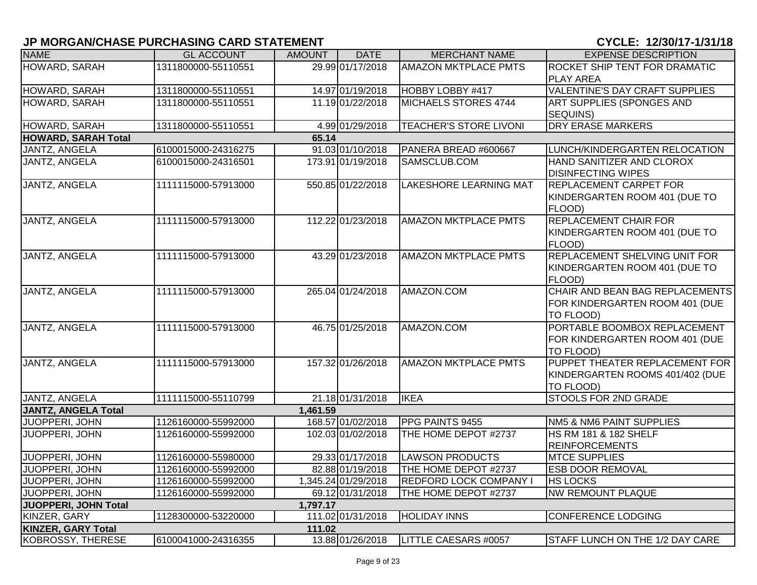## JP MORGAN/CHASE PURCHASING CARD STATEMENT

**CYCLE: 12/30/17-1/31/18**

| NAME | GL ACCOUNT | AMOUNT | DATE | MERCHANT NAME | EXPENSE DESCRIPTION |
|---|---|---|---|---|---|
| HOWARD, SARAH | 1311800000-55110551 | 29.99 | 01/17/2018 | AMAZON MKTPLACE PMTS | ROCKET SHIP TENT FOR DRAMATIC PLAY AREA |
| HOWARD, SARAH | 1311800000-55110551 | 14.97 | 01/19/2018 | HOBBY LOBBY #417 | VALENTINE'S DAY CRAFT SUPPLIES |
| HOWARD, SARAH | 1311800000-55110551 | 11.19 | 01/22/2018 | MICHAELS STORES 4744 | ART SUPPLIES (SPONGES AND SEQUINS) |
| HOWARD, SARAH | 1311800000-55110551 | 4.99 | 01/29/2018 | TEACHER'S STORE LIVONI | DRY ERASE MARKERS |
| **HOWARD, SARAH Total** | | **65.14** | | | |
| JANTZ, ANGELA | 6100015000-24316275 | 91.03 | 01/10/2018 | PANERA BREAD #600667 | LUNCH/KINDERGARTEN RELOCATION |
| JANTZ, ANGELA | 6100015000-24316501 | 173.91 | 01/19/2018 | SAMSCLUB.COM | HAND SANITIZER AND CLOROX DISINFECTING WIPES |
| JANTZ, ANGELA | 1111115000-57913000 | 550.85 | 01/22/2018 | LAKESHORE LEARNING MAT | REPLACEMENT CARPET FOR KINDERGARTEN ROOM 401 (DUE TO FLOOD) |
| JANTZ, ANGELA | 1111115000-57913000 | 112.22 | 01/23/2018 | AMAZON MKTPLACE PMTS | REPLACEMENT CHAIR FOR KINDERGARTEN ROOM 401 (DUE TO FLOOD) |
| JANTZ, ANGELA | 1111115000-57913000 | 43.29 | 01/23/2018 | AMAZON MKTPLACE PMTS | REPLACEMENT SHELVING UNIT FOR KINDERGARTEN ROOM 401 (DUE TO FLOOD) |
| JANTZ, ANGELA | 1111115000-57913000 | 265.04 | 01/24/2018 | AMAZON.COM | CHAIR AND BEAN BAG REPLACEMENTS FOR KINDERGARTEN ROOM 401 (DUE TO FLOOD) |
| JANTZ, ANGELA | 1111115000-57913000 | 46.75 | 01/25/2018 | AMAZON.COM | PORTABLE BOOMBOX REPLACEMENT FOR KINDERGARTEN ROOM 401 (DUE TO FLOOD) |
| JANTZ, ANGELA | 1111115000-57913000 | 157.32 | 01/26/2018 | AMAZON MKTPLACE PMTS | PUPPET THEATER REPLACEMENT FOR KINDERGARTEN ROOMS 401/402 (DUE TO FLOOD) |
| JANTZ, ANGELA | 1111115000-55110799 | 21.18 | 01/31/2018 | IKEA | STOOLS FOR 2ND GRADE |
| **JANTZ, ANGELA Total** | | **1,461.59** | | | |
| JUOPPERI, JOHN | 1126160000-55992000 | 168.57 | 01/02/2018 | PPG PAINTS 9455 | NM5 & NM6 PAINT SUPPLIES |
| JUOPPERI, JOHN | 1126160000-55992000 | 102.03 | 01/02/2018 | THE HOME DEPOT #2737 | HS RM 181 & 182 SHELF REINFORCEMENTS |
| JUOPPERI, JOHN | 1126160000-55980000 | 29.33 | 01/17/2018 | LAWSON PRODUCTS | MTCE SUPPLIES |
| JUOPPERI, JOHN | 1126160000-55992000 | 82.88 | 01/19/2018 | THE HOME DEPOT #2737 | ESB DOOR REMOVAL |
| JUOPPERI, JOHN | 1126160000-55992000 | 1,345.24 | 01/29/2018 | REDFORD LOCK COMPANY I | HS LOCKS |
| JUOPPERI, JOHN | 1126160000-55992000 | 69.12 | 01/31/2018 | THE HOME DEPOT #2737 | NW REMOUNT PLAQUE |
| **JUOPPERI, JOHN Total** | | **1,797.17** | | | |
| KINZER, GARY | 1128300000-53220000 | 111.02 | 01/31/2018 | HOLIDAY INNS | CONFERENCE LODGING |
| **KINZER, GARY Total** | | **111.02** | | | |
| KOBROSSY, THERESE | 6100041000-24316355 | 13.88 | 01/26/2018 | LITTLE CAESARS #0057 | STAFF LUNCH ON THE 1/2 DAY CARE |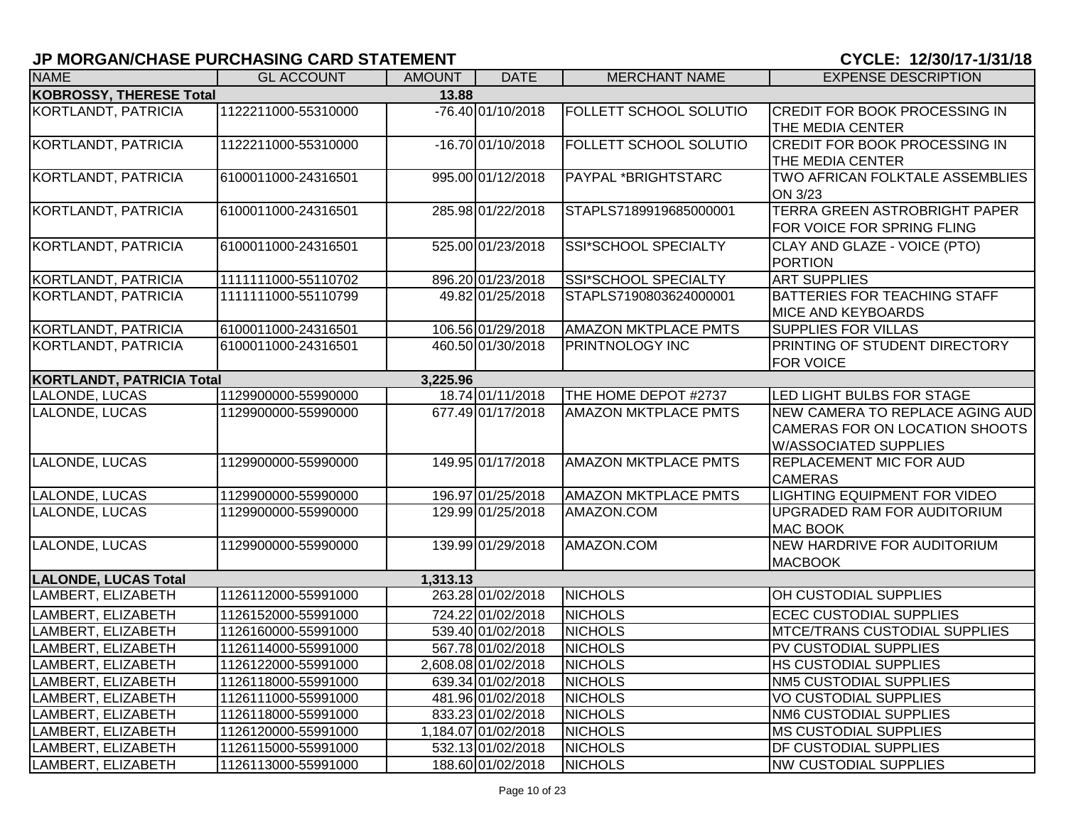## JP MORGAN/CHASE PURCHASING CARD STATEMENT

**CYCLE: 12/30/17-1/31/18**

| NAME | GL ACCOUNT | AMOUNT | DATE | MERCHANT NAME | EXPENSE DESCRIPTION |
|---|---|---|---|---|---|
| **KOBROSSY, THERESE Total** | | **13.88** | | | |
| KORTLANDT, PATRICIA | 1122211000-55310000 | -76.40 | 01/10/2018 | FOLLETT SCHOOL SOLUTIO | CREDIT FOR BOOK PROCESSING IN THE MEDIA CENTER |
| KORTLANDT, PATRICIA | 1122211000-55310000 | -16.70 | 01/10/2018 | FOLLETT SCHOOL SOLUTIO | CREDIT FOR BOOK PROCESSING IN THE MEDIA CENTER |
| KORTLANDT, PATRICIA | 6100011000-24316501 | 995.00 | 01/12/2018 | PAYPAL *BRIGHTSTARC | TWO AFRICAN FOLKTALE ASSEMBLIES ON 3/23 |
| KORTLANDT, PATRICIA | 6100011000-24316501 | 285.98 | 01/22/2018 | STAPLS7189919685000001 | TERRA GREEN ASTROBRIGHT PAPER FOR VOICE FOR SPRING FLING |
| KORTLANDT, PATRICIA | 6100011000-24316501 | 525.00 | 01/23/2018 | SSI*SCHOOL SPECIALTY | CLAY AND GLAZE - VOICE (PTO) PORTION |
| KORTLANDT, PATRICIA | 1111111000-55110702 | 896.20 | 01/23/2018 | SSI*SCHOOL SPECIALTY | ART SUPPLIES |
| KORTLANDT, PATRICIA | 1111111000-55110799 | 49.82 | 01/25/2018 | STAPLS7190803624000001 | BATTERIES FOR TEACHING STAFF MICE AND KEYBOARDS |
| KORTLANDT, PATRICIA | 6100011000-24316501 | 106.56 | 01/29/2018 | AMAZON MKTPLACE PMTS | SUPPLIES FOR VILLAS |
| KORTLANDT, PATRICIA | 6100011000-24316501 | 460.50 | 01/30/2018 | PRINTNOLOGY INC | PRINTING OF STUDENT DIRECTORY FOR VOICE |
| **KORTLANDT, PATRICIA Total** | | **3,225.96** | | | |
| LALONDE, LUCAS | 1129900000-55990000 | 18.74 | 01/11/2018 | THE HOME DEPOT #2737 | LED LIGHT BULBS FOR STAGE |
| LALONDE, LUCAS | 1129900000-55990000 | 677.49 | 01/17/2018 | AMAZON MKTPLACE PMTS | NEW CAMERA TO REPLACE AGING AUD CAMERAS FOR ON LOCATION SHOOTS W/ASSOCIATED SUPPLIES |
| LALONDE, LUCAS | 1129900000-55990000 | 149.95 | 01/17/2018 | AMAZON MKTPLACE PMTS | REPLACEMENT MIC FOR AUD CAMERAS |
| LALONDE, LUCAS | 1129900000-55990000 | 196.97 | 01/25/2018 | AMAZON MKTPLACE PMTS | LIGHTING EQUIPMENT FOR VIDEO |
| LALONDE, LUCAS | 1129900000-55990000 | 129.99 | 01/25/2018 | AMAZON.COM | UPGRADED RAM FOR AUDITORIUM MAC BOOK |
| LALONDE, LUCAS | 1129900000-55990000 | 139.99 | 01/29/2018 | AMAZON.COM | NEW HARDRIVE FOR AUDITORIUM MACBOOK |
| **LALONDE, LUCAS Total** | | **1,313.13** | | | |
| LAMBERT, ELIZABETH | 1126112000-55991000 | 263.28 | 01/02/2018 | NICHOLS | OH CUSTODIAL SUPPLIES |
| LAMBERT, ELIZABETH | 1126152000-55991000 | 724.22 | 01/02/2018 | NICHOLS | ECEC CUSTODIAL SUPPLIES |
| LAMBERT, ELIZABETH | 1126160000-55991000 | 539.40 | 01/02/2018 | NICHOLS | MTCE/TRANS CUSTODIAL SUPPLIES |
| LAMBERT, ELIZABETH | 1126114000-55991000 | 567.78 | 01/02/2018 | NICHOLS | PV CUSTODIAL SUPPLIES |
| LAMBERT, ELIZABETH | 1126122000-55991000 | 2,608.08 | 01/02/2018 | NICHOLS | HS CUSTODIAL SUPPLIES |
| LAMBERT, ELIZABETH | 1126118000-55991000 | 639.34 | 01/02/2018 | NICHOLS | NM5 CUSTODIAL SUPPLIES |
| LAMBERT, ELIZABETH | 1126111000-55991000 | 481.96 | 01/02/2018 | NICHOLS | VO CUSTODIAL SUPPLIES |
| LAMBERT, ELIZABETH | 1126118000-55991000 | 833.23 | 01/02/2018 | NICHOLS | NM6 CUSTODIAL SUPPLIES |
| LAMBERT, ELIZABETH | 1126120000-55991000 | 1,184.07 | 01/02/2018 | NICHOLS | MS CUSTODIAL SUPPLIES |
| LAMBERT, ELIZABETH | 1126115000-55991000 | 532.13 | 01/02/2018 | NICHOLS | DF CUSTODIAL SUPPLIES |
| LAMBERT, ELIZABETH | 1126113000-55991000 | 188.60 | 01/02/2018 | NICHOLS | NW CUSTODIAL SUPPLIES |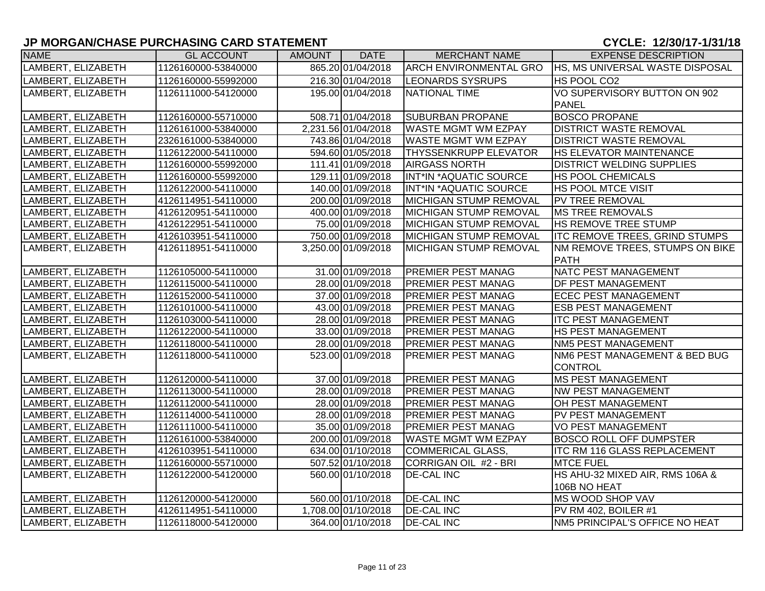## JP MORGAN/CHASE PURCHASING CARD STATEMENT

**CYCLE: 12/30/17-1/31/18**

| NAME | GL ACCOUNT | AMOUNT | DATE | MERCHANT NAME | EXPENSE DESCRIPTION |
|---|---|---|---|---|---|
| LAMBERT, ELIZABETH | 1126160000-53840000 | 865.20 | 01/04/2018 | ARCH ENVIRONMENTAL GRO | HS, MS UNIVERSAL WASTE DISPOSAL |
| LAMBERT, ELIZABETH | 1126160000-55992000 | 216.30 | 01/04/2018 | LEONARDS SYSRUPS | HS POOL CO2 |
| LAMBERT, ELIZABETH | 1126111000-54120000 | 195.00 | 01/04/2018 | NATIONAL TIME | VO SUPERVISORY BUTTON ON 902 PANEL |
| LAMBERT, ELIZABETH | 1126160000-55710000 | 508.71 | 01/04/2018 | SUBURBAN PROPANE | BOSCO PROPANE |
| LAMBERT, ELIZABETH | 1126161000-53840000 | 2,231.56 | 01/04/2018 | WASTE MGMT WM EZPAY | DISTRICT WASTE REMOVAL |
| LAMBERT, ELIZABETH | 2326161000-53840000 | 743.86 | 01/04/2018 | WASTE MGMT WM EZPAY | DISTRICT WASTE REMOVAL |
| LAMBERT, ELIZABETH | 1126122000-54110000 | 594.60 | 01/05/2018 | THYSSENKRUPP ELEVATOR | HS ELEVATOR MAINTENANCE |
| LAMBERT, ELIZABETH | 1126160000-55992000 | 111.41 | 01/09/2018 | AIRGASS NORTH | DISTRICT WELDING SUPPLIES |
| LAMBERT, ELIZABETH | 1126160000-55992000 | 129.11 | 01/09/2018 | INT*IN *AQUATIC SOURCE | HS POOL CHEMICALS |
| LAMBERT, ELIZABETH | 1126122000-54110000 | 140.00 | 01/09/2018 | INT*IN *AQUATIC SOURCE | HS POOL MTCE VISIT |
| LAMBERT, ELIZABETH | 4126114951-54110000 | 200.00 | 01/09/2018 | MICHIGAN STUMP REMOVAL | PV TREE REMOVAL |
| LAMBERT, ELIZABETH | 4126120951-54110000 | 400.00 | 01/09/2018 | MICHIGAN STUMP REMOVAL | MS TREE REMOVALS |
| LAMBERT, ELIZABETH | 4126122951-54110000 | 75.00 | 01/09/2018 | MICHIGAN STUMP REMOVAL | HS REMOVE TREE STUMP |
| LAMBERT, ELIZABETH | 4126103951-54110000 | 750.00 | 01/09/2018 | MICHIGAN STUMP REMOVAL | ITC REMOVE TREES, GRIND STUMPS |
| LAMBERT, ELIZABETH | 4126118951-54110000 | 3,250.00 | 01/09/2018 | MICHIGAN STUMP REMOVAL | NM REMOVE TREES, STUMPS ON BIKE PATH |
| LAMBERT, ELIZABETH | 1126105000-54110000 | 31.00 | 01/09/2018 | PREMIER PEST MANAG | NATC PEST MANAGEMENT |
| LAMBERT, ELIZABETH | 1126115000-54110000 | 28.00 | 01/09/2018 | PREMIER PEST MANAG | DF PEST MANAGEMENT |
| LAMBERT, ELIZABETH | 1126152000-54110000 | 37.00 | 01/09/2018 | PREMIER PEST MANAG | ECEC PEST MANAGEMENT |
| LAMBERT, ELIZABETH | 1126101000-54110000 | 43.00 | 01/09/2018 | PREMIER PEST MANAG | ESB PEST MANAGEMENT |
| LAMBERT, ELIZABETH | 1126103000-54110000 | 28.00 | 01/09/2018 | PREMIER PEST MANAG | ITC PEST MANAGEMENT |
| LAMBERT, ELIZABETH | 1126122000-54110000 | 33.00 | 01/09/2018 | PREMIER PEST MANAG | HS PEST MANAGEMENT |
| LAMBERT, ELIZABETH | 1126118000-54110000 | 28.00 | 01/09/2018 | PREMIER PEST MANAG | NM5 PEST MANAGEMENT |
| LAMBERT, ELIZABETH | 1126118000-54110000 | 523.00 | 01/09/2018 | PREMIER PEST MANAG | NM6 PEST MANAGEMENT & BED BUG CONTROL |
| LAMBERT, ELIZABETH | 1126120000-54110000 | 37.00 | 01/09/2018 | PREMIER PEST MANAG | MS PEST MANAGEMENT |
| LAMBERT, ELIZABETH | 1126113000-54110000 | 28.00 | 01/09/2018 | PREMIER PEST MANAG | NW PEST MANAGEMENT |
| LAMBERT, ELIZABETH | 1126112000-54110000 | 28.00 | 01/09/2018 | PREMIER PEST MANAG | OH PEST MANAGEMENT |
| LAMBERT, ELIZABETH | 1126114000-54110000 | 28.00 | 01/09/2018 | PREMIER PEST MANAG | PV PEST MANAGEMENT |
| LAMBERT, ELIZABETH | 1126111000-54110000 | 35.00 | 01/09/2018 | PREMIER PEST MANAG | VO PEST MANAGEMENT |
| LAMBERT, ELIZABETH | 1126161000-53840000 | 200.00 | 01/09/2018 | WASTE MGMT WM EZPAY | BOSCO ROLL OFF DUMPSTER |
| LAMBERT, ELIZABETH | 4126103951-54110000 | 634.00 | 01/10/2018 | COMMERICAL GLASS, | ITC RM 116 GLASS REPLACEMENT |
| LAMBERT, ELIZABETH | 1126160000-55710000 | 507.52 | 01/10/2018 | CORRIGAN OIL #2 - BRI | MTCE FUEL |
| LAMBERT, ELIZABETH | 1126122000-54120000 | 560.00 | 01/10/2018 | DE-CAL INC | HS AHU-32 MIXED AIR, RMS 106A & 106B NO HEAT |
| LAMBERT, ELIZABETH | 1126120000-54120000 | 560.00 | 01/10/2018 | DE-CAL INC | MS WOOD SHOP VAV |
| LAMBERT, ELIZABETH | 4126114951-54110000 | 1,708.00 | 01/10/2018 | DE-CAL INC | PV RM 402, BOILER #1 |
| LAMBERT, ELIZABETH | 1126118000-54120000 | 364.00 | 01/10/2018 | DE-CAL INC | NM5 PRINCIPAL'S OFFICE NO HEAT |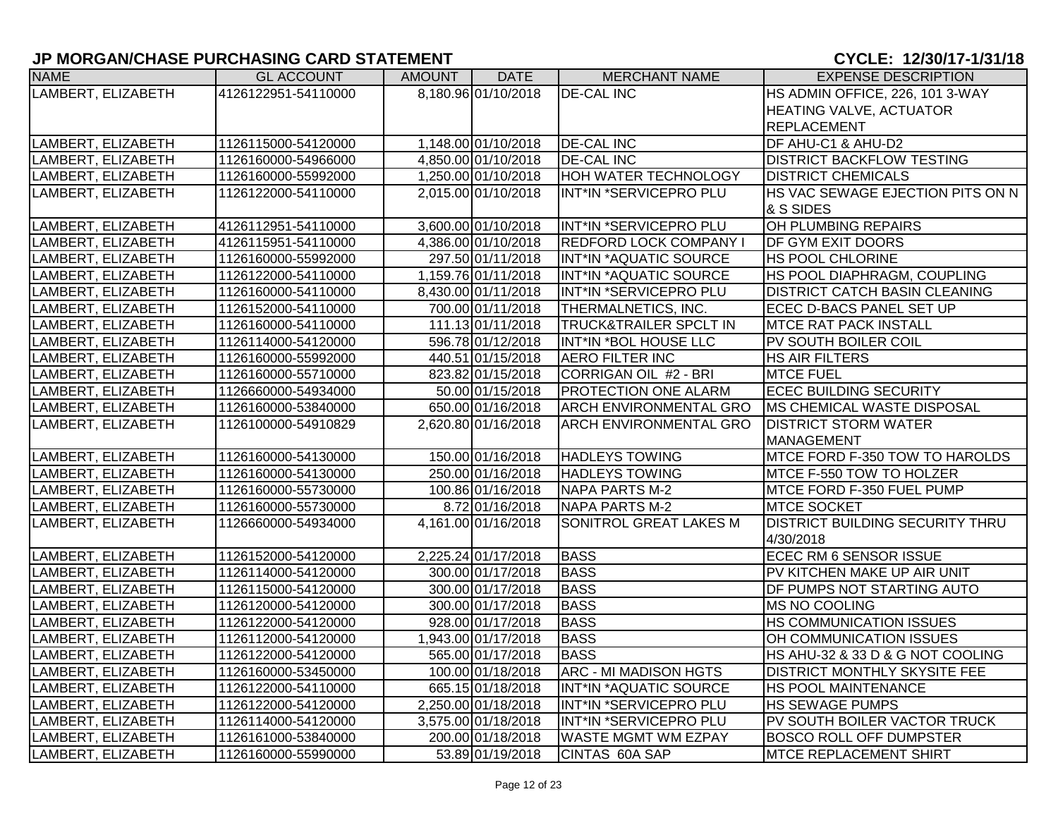## JP MORGAN/CHASE PURCHASING CARD STATEMENT

## CYCLE: 12/30/17-1/31/18

| NAME | GL ACCOUNT | AMOUNT | DATE | MERCHANT NAME | EXPENSE DESCRIPTION |
|---|---|---|---|---|---|
| LAMBERT, ELIZABETH | 4126122951-54110000 | 8,180.96 | 01/10/2018 | DE-CAL INC | HS ADMIN OFFICE, 226, 101 3-WAY HEATING VALVE, ACTUATOR REPLACEMENT |
| LAMBERT, ELIZABETH | 1126115000-54120000 | 1,148.00 | 01/10/2018 | DE-CAL INC | DF AHU-C1 & AHU-D2 |
| LAMBERT, ELIZABETH | 1126160000-54966000 | 4,850.00 | 01/10/2018 | DE-CAL INC | DISTRICT BACKFLOW TESTING |
| LAMBERT, ELIZABETH | 1126160000-55992000 | 1,250.00 | 01/10/2018 | HOH WATER TECHNOLOGY | DISTRICT CHEMICALS |
| LAMBERT, ELIZABETH | 1126122000-54110000 | 2,015.00 | 01/10/2018 | INT*IN *SERVICEPRO PLU | HS VAC SEWAGE EJECTION PITS ON N & S SIDES |
| LAMBERT, ELIZABETH | 4126112951-54110000 | 3,600.00 | 01/10/2018 | INT*IN *SERVICEPRO PLU | OH PLUMBING REPAIRS |
| LAMBERT, ELIZABETH | 4126115951-54110000 | 4,386.00 | 01/10/2018 | REDFORD LOCK COMPANY I | DF GYM EXIT DOORS |
| LAMBERT, ELIZABETH | 1126160000-55992000 | 297.50 | 01/11/2018 | INT*IN *AQUATIC SOURCE | HS POOL CHLORINE |
| LAMBERT, ELIZABETH | 1126122000-54110000 | 1,159.76 | 01/11/2018 | INT*IN *AQUATIC SOURCE | HS POOL DIAPHRAGM, COUPLING |
| LAMBERT, ELIZABETH | 1126160000-54110000 | 8,430.00 | 01/11/2018 | INT*IN *SERVICEPRO PLU | DISTRICT CATCH BASIN CLEANING |
| LAMBERT, ELIZABETH | 1126152000-54110000 | 700.00 | 01/11/2018 | THERMALNETICS, INC. | ECEC D-BACS PANEL SET UP |
| LAMBERT, ELIZABETH | 1126160000-54110000 | 111.13 | 01/11/2018 | TRUCK&TRAILER SPCLT IN | MTCE RAT PACK INSTALL |
| LAMBERT, ELIZABETH | 1126114000-54120000 | 596.78 | 01/12/2018 | INT*IN *BOL HOUSE LLC | PV SOUTH BOILER COIL |
| LAMBERT, ELIZABETH | 1126160000-55992000 | 440.51 | 01/15/2018 | AERO FILTER INC | HS AIR FILTERS |
| LAMBERT, ELIZABETH | 1126160000-55710000 | 823.82 | 01/15/2018 | CORRIGAN OIL #2 - BRI | MTCE FUEL |
| LAMBERT, ELIZABETH | 1126660000-54934000 | 50.00 | 01/15/2018 | PROTECTION ONE ALARM | ECEC BUILDING SECURITY |
| LAMBERT, ELIZABETH | 1126160000-53840000 | 650.00 | 01/16/2018 | ARCH ENVIRONMENTAL GRO | MS CHEMICAL WASTE DISPOSAL |
| LAMBERT, ELIZABETH | 1126100000-54910829 | 2,620.80 | 01/16/2018 | ARCH ENVIRONMENTAL GRO | DISTRICT STORM WATER MANAGEMENT |
| LAMBERT, ELIZABETH | 1126160000-54130000 | 150.00 | 01/16/2018 | HADLEYS TOWING | MTCE FORD F-350 TOW TO HAROLDS |
| LAMBERT, ELIZABETH | 1126160000-54130000 | 250.00 | 01/16/2018 | HADLEYS TOWING | MTCE F-550 TOW TO HOLZER |
| LAMBERT, ELIZABETH | 1126160000-55730000 | 100.86 | 01/16/2018 | NAPA PARTS M-2 | MTCE FORD F-350 FUEL PUMP |
| LAMBERT, ELIZABETH | 1126160000-55730000 | 8.72 | 01/16/2018 | NAPA PARTS M-2 | MTCE SOCKET |
| LAMBERT, ELIZABETH | 1126660000-54934000 | 4,161.00 | 01/16/2018 | SONITROL GREAT LAKES M | DISTRICT BUILDING SECURITY THRU 4/30/2018 |
| LAMBERT, ELIZABETH | 1126152000-54120000 | 2,225.24 | 01/17/2018 | BASS | ECEC RM 6 SENSOR ISSUE |
| LAMBERT, ELIZABETH | 1126114000-54120000 | 300.00 | 01/17/2018 | BASS | PV KITCHEN MAKE UP AIR UNIT |
| LAMBERT, ELIZABETH | 1126115000-54120000 | 300.00 | 01/17/2018 | BASS | DF PUMPS NOT STARTING AUTO |
| LAMBERT, ELIZABETH | 1126120000-54120000 | 300.00 | 01/17/2018 | BASS | MS NO COOLING |
| LAMBERT, ELIZABETH | 1126122000-54120000 | 928.00 | 01/17/2018 | BASS | HS COMMUNICATION ISSUES |
| LAMBERT, ELIZABETH | 1126112000-54120000 | 1,943.00 | 01/17/2018 | BASS | OH COMMUNICATION ISSUES |
| LAMBERT, ELIZABETH | 1126122000-54120000 | 565.00 | 01/17/2018 | BASS | HS AHU-32 & 33 D & G NOT COOLING |
| LAMBERT, ELIZABETH | 1126160000-53450000 | 100.00 | 01/18/2018 | ARC - MI MADISON HGTS | DISTRICT MONTHLY SKYSITE FEE |
| LAMBERT, ELIZABETH | 1126122000-54110000 | 665.15 | 01/18/2018 | INT*IN *AQUATIC SOURCE | HS POOL MAINTENANCE |
| LAMBERT, ELIZABETH | 1126122000-54120000 | 2,250.00 | 01/18/2018 | INT*IN *SERVICEPRO PLU | HS SEWAGE PUMPS |
| LAMBERT, ELIZABETH | 1126114000-54120000 | 3,575.00 | 01/18/2018 | INT*IN *SERVICEPRO PLU | PV SOUTH BOILER VACTOR TRUCK |
| LAMBERT, ELIZABETH | 1126161000-53840000 | 200.00 | 01/18/2018 | WASTE MGMT WM EZPAY | BOSCO ROLL OFF DUMPSTER |
| LAMBERT, ELIZABETH | 1126160000-55990000 | 53.89 | 01/19/2018 | CINTAS 60A SAP | MTCE REPLACEMENT SHIRT |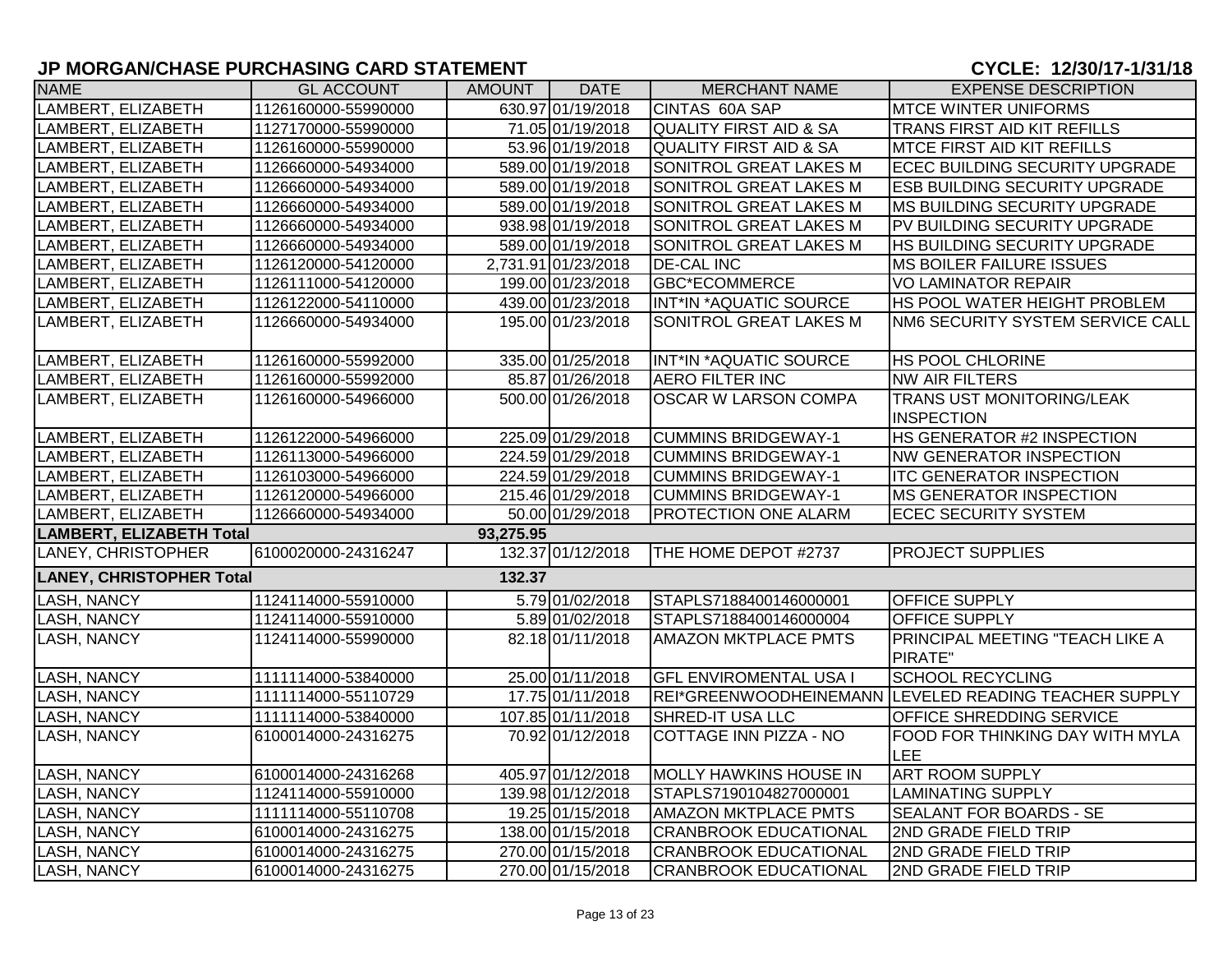## JP MORGAN/CHASE PURCHASING CARD STATEMENT

**CYCLE: 12/30/17-1/31/18**

| NAME | GL ACCOUNT | AMOUNT | DATE | MERCHANT NAME | EXPENSE DESCRIPTION |
|---|---|---|---|---|---|
| LAMBERT, ELIZABETH | 1126160000-55990000 | 630.97 | 01/19/2018 | CINTAS 60A SAP | MTCE WINTER UNIFORMS |
| LAMBERT, ELIZABETH | 1127170000-55990000 | 71.05 | 01/19/2018 | QUALITY FIRST AID & SA | TRANS FIRST AID KIT REFILLS |
| LAMBERT, ELIZABETH | 1126160000-55990000 | 53.96 | 01/19/2018 | QUALITY FIRST AID & SA | MTCE FIRST AID KIT REFILLS |
| LAMBERT, ELIZABETH | 1126660000-54934000 | 589.00 | 01/19/2018 | SONITROL GREAT LAKES M | ECEC BUILDING SECURITY UPGRADE |
| LAMBERT, ELIZABETH | 1126660000-54934000 | 589.00 | 01/19/2018 | SONITROL GREAT LAKES M | ESB BUILDING SECURITY UPGRADE |
| LAMBERT, ELIZABETH | 1126660000-54934000 | 589.00 | 01/19/2018 | SONITROL GREAT LAKES M | MS BUILDING SECURITY UPGRADE |
| LAMBERT, ELIZABETH | 1126660000-54934000 | 938.98 | 01/19/2018 | SONITROL GREAT LAKES M | PV BUILDING SECURITY UPGRADE |
| LAMBERT, ELIZABETH | 1126660000-54934000 | 589.00 | 01/19/2018 | SONITROL GREAT LAKES M | HS BUILDING SECURITY UPGRADE |
| LAMBERT, ELIZABETH | 1126120000-54120000 | 2,731.91 | 01/23/2018 | DE-CAL INC | MS BOILER FAILURE ISSUES |
| LAMBERT, ELIZABETH | 1126111000-54120000 | 199.00 | 01/23/2018 | GBC*ECOMMERCE | VO LAMINATOR REPAIR |
| LAMBERT, ELIZABETH | 1126122000-54110000 | 439.00 | 01/23/2018 | INT*IN *AQUATIC SOURCE | HS POOL WATER HEIGHT PROBLEM |
| LAMBERT, ELIZABETH | 1126660000-54934000 | 195.00 | 01/23/2018 | SONITROL GREAT LAKES M | NM6 SECURITY SYSTEM SERVICE CALL |
| LAMBERT, ELIZABETH | 1126160000-55992000 | 335.00 | 01/25/2018 | INT*IN *AQUATIC SOURCE | HS POOL CHLORINE |
| LAMBERT, ELIZABETH | 1126160000-55992000 | 85.87 | 01/26/2018 | AERO FILTER INC | NW AIR FILTERS |
| LAMBERT, ELIZABETH | 1126160000-54966000 | 500.00 | 01/26/2018 | OSCAR W LARSON COMPA | TRANS UST MONITORING/LEAK INSPECTION |
| LAMBERT, ELIZABETH | 1126122000-54966000 | 225.09 | 01/29/2018 | CUMMINS BRIDGEWAY-1 | HS GENERATOR #2 INSPECTION |
| LAMBERT, ELIZABETH | 1126113000-54966000 | 224.59 | 01/29/2018 | CUMMINS BRIDGEWAY-1 | NW GENERATOR INSPECTION |
| LAMBERT, ELIZABETH | 1126103000-54966000 | 224.59 | 01/29/2018 | CUMMINS BRIDGEWAY-1 | ITC GENERATOR INSPECTION |
| LAMBERT, ELIZABETH | 1126120000-54966000 | 215.46 | 01/29/2018 | CUMMINS BRIDGEWAY-1 | MS GENERATOR INSPECTION |
| LAMBERT, ELIZABETH | 1126660000-54934000 | 50.00 | 01/29/2018 | PROTECTION ONE ALARM | ECEC SECURITY SYSTEM |
| **LAMBERT, ELIZABETH Total** | | **93,275.95** | | | |
| LANEY, CHRISTOPHER | 6100020000-24316247 | 132.37 | 01/12/2018 | THE HOME DEPOT #2737 | PROJECT SUPPLIES |
| **LANEY, CHRISTOPHER Total** | | **132.37** | | | |
| LASH, NANCY | 1124114000-55910000 | 5.79 | 01/02/2018 | STAPLS7188400146000001 | OFFICE SUPPLY |
| LASH, NANCY | 1124114000-55910000 | 5.89 | 01/02/2018 | STAPLS7188400146000004 | OFFICE SUPPLY |
| LASH, NANCY | 1124114000-55990000 | 82.18 | 01/11/2018 | AMAZON MKTPLACE PMTS | PRINCIPAL MEETING "TEACH LIKE A PIRATE" |
| LASH, NANCY | 1111114000-53840000 | 25.00 | 01/11/2018 | GFL ENVIROMENTAL USA I | SCHOOL RECYCLING |
| LASH, NANCY | 1111114000-55110729 | 17.75 | 01/11/2018 | REI*GREENWOODHEINEMANN | LEVELED READING TEACHER SUPPLY |
| LASH, NANCY | 1111114000-53840000 | 107.85 | 01/11/2018 | SHRED-IT USA LLC | OFFICE SHREDDING SERVICE |
| LASH, NANCY | 6100014000-24316275 | 70.92 | 01/12/2018 | COTTAGE INN PIZZA - NO | FOOD FOR THINKING DAY WITH MYLA LEE |
| LASH, NANCY | 6100014000-24316268 | 405.97 | 01/12/2018 | MOLLY HAWKINS HOUSE IN | ART ROOM SUPPLY |
| LASH, NANCY | 1124114000-55910000 | 139.98 | 01/12/2018 | STAPLS7190104827000001 | LAMINATING SUPPLY |
| LASH, NANCY | 1111114000-55110708 | 19.25 | 01/15/2018 | AMAZON MKTPLACE PMTS | SEALANT FOR BOARDS - SE |
| LASH, NANCY | 6100014000-24316275 | 138.00 | 01/15/2018 | CRANBROOK EDUCATIONAL | 2ND GRADE FIELD TRIP |
| LASH, NANCY | 6100014000-24316275 | 270.00 | 01/15/2018 | CRANBROOK EDUCATIONAL | 2ND GRADE FIELD TRIP |
| LASH, NANCY | 6100014000-24316275 | 270.00 | 01/15/2018 | CRANBROOK EDUCATIONAL | 2ND GRADE FIELD TRIP |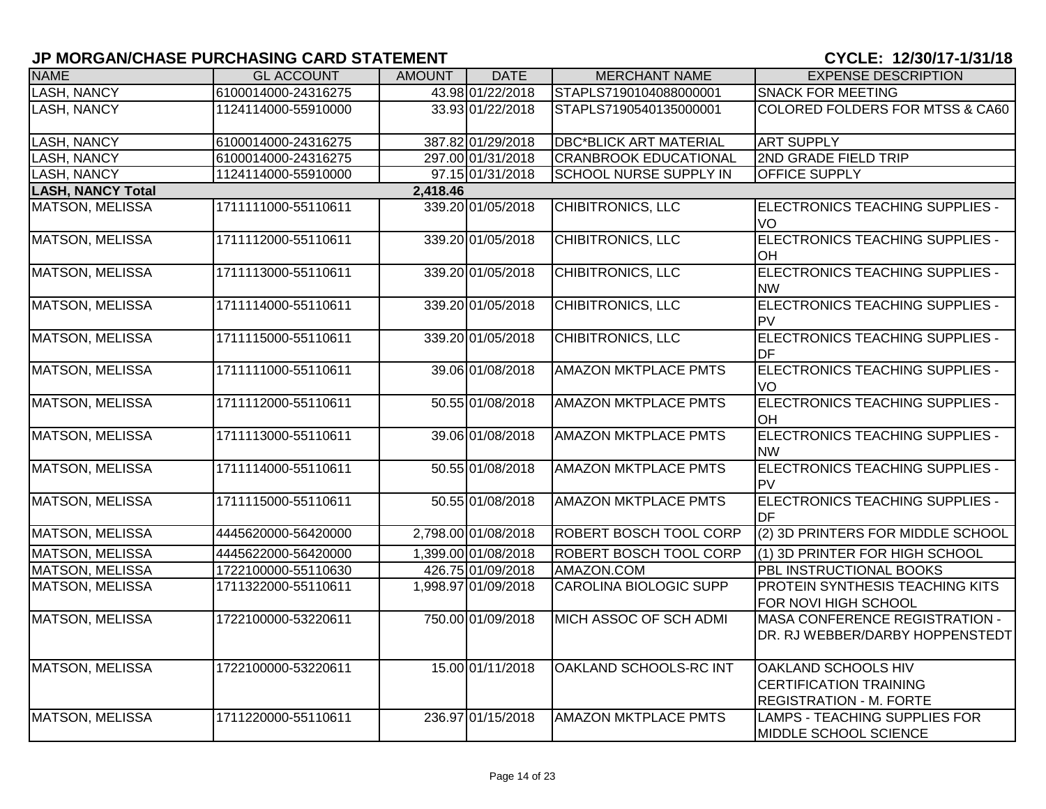## JP MORGAN/CHASE PURCHASING CARD STATEMENT

**CYCLE: 12/30/17-1/31/18**

| NAME | GL ACCOUNT | AMOUNT | DATE | MERCHANT NAME | EXPENSE DESCRIPTION |
|---|---|---|---|---|---|
| LASH, NANCY | 6100014000-24316275 | 43.98 | 01/22/2018 | STAPLS7190104088000001 | SNACK FOR MEETING |
| LASH, NANCY | 1124114000-55910000 | 33.93 | 01/22/2018 | STAPLS7190540135000001 | COLORED FOLDERS FOR MTSS & CA60 |
| LASH, NANCY | 6100014000-24316275 | 387.82 | 01/29/2018 | DBC*BLICK ART MATERIAL | ART SUPPLY |
| LASH, NANCY | 6100014000-24316275 | 297.00 | 01/31/2018 | CRANBROOK EDUCATIONAL | 2ND GRADE FIELD TRIP |
| LASH, NANCY | 1124114000-55910000 | 97.15 | 01/31/2018 | SCHOOL NURSE SUPPLY IN | OFFICE SUPPLY |
| **LASH, NANCY Total** | | **2,418.46** | | | |
| MATSON, MELISSA | 1711111000-55110611 | 339.20 | 01/05/2018 | CHIBITRONICS, LLC | ELECTRONICS TEACHING SUPPLIES - VO |
| MATSON, MELISSA | 1711112000-55110611 | 339.20 | 01/05/2018 | CHIBITRONICS, LLC | ELECTRONICS TEACHING SUPPLIES - OH |
| MATSON, MELISSA | 1711113000-55110611 | 339.20 | 01/05/2018 | CHIBITRONICS, LLC | ELECTRONICS TEACHING SUPPLIES - NW |
| MATSON, MELISSA | 1711114000-55110611 | 339.20 | 01/05/2018 | CHIBITRONICS, LLC | ELECTRONICS TEACHING SUPPLIES - PV |
| MATSON, MELISSA | 1711115000-55110611 | 339.20 | 01/05/2018 | CHIBITRONICS, LLC | ELECTRONICS TEACHING SUPPLIES - DF |
| MATSON, MELISSA | 1711111000-55110611 | 39.06 | 01/08/2018 | AMAZON MKTPLACE PMTS | ELECTRONICS TEACHING SUPPLIES - VO |
| MATSON, MELISSA | 1711112000-55110611 | 50.55 | 01/08/2018 | AMAZON MKTPLACE PMTS | ELECTRONICS TEACHING SUPPLIES - OH |
| MATSON, MELISSA | 1711113000-55110611 | 39.06 | 01/08/2018 | AMAZON MKTPLACE PMTS | ELECTRONICS TEACHING SUPPLIES - NW |
| MATSON, MELISSA | 1711114000-55110611 | 50.55 | 01/08/2018 | AMAZON MKTPLACE PMTS | ELECTRONICS TEACHING SUPPLIES - PV |
| MATSON, MELISSA | 1711115000-55110611 | 50.55 | 01/08/2018 | AMAZON MKTPLACE PMTS | ELECTRONICS TEACHING SUPPLIES - DF |
| MATSON, MELISSA | 4445620000-56420000 | 2,798.00 | 01/08/2018 | ROBERT BOSCH TOOL CORP | (2) 3D PRINTERS FOR MIDDLE SCHOOL |
| MATSON, MELISSA | 4445622000-56420000 | 1,399.00 | 01/08/2018 | ROBERT BOSCH TOOL CORP | (1) 3D PRINTER FOR HIGH SCHOOL |
| MATSON, MELISSA | 1722100000-55110630 | 426.75 | 01/09/2018 | AMAZON.COM | PBL INSTRUCTIONAL BOOKS |
| MATSON, MELISSA | 1711322000-55110611 | 1,998.97 | 01/09/2018 | CAROLINA BIOLOGIC SUPP | PROTEIN SYNTHESIS TEACHING KITS FOR NOVI HIGH SCHOOL |
| MATSON, MELISSA | 1722100000-53220611 | 750.00 | 01/09/2018 | MICH ASSOC OF SCH ADMI | MASA CONFERENCE REGISTRATION - DR. RJ WEBBER/DARBY HOPPENSTEDT |
| MATSON, MELISSA | 1722100000-53220611 | 15.00 | 01/11/2018 | OAKLAND SCHOOLS-RC INT | OAKLAND SCHOOLS HIV CERTIFICATION TRAINING REGISTRATION - M. FORTE |
| MATSON, MELISSA | 1711220000-55110611 | 236.97 | 01/15/2018 | AMAZON MKTPLACE PMTS | LAMPS - TEACHING SUPPLIES FOR MIDDLE SCHOOL SCIENCE |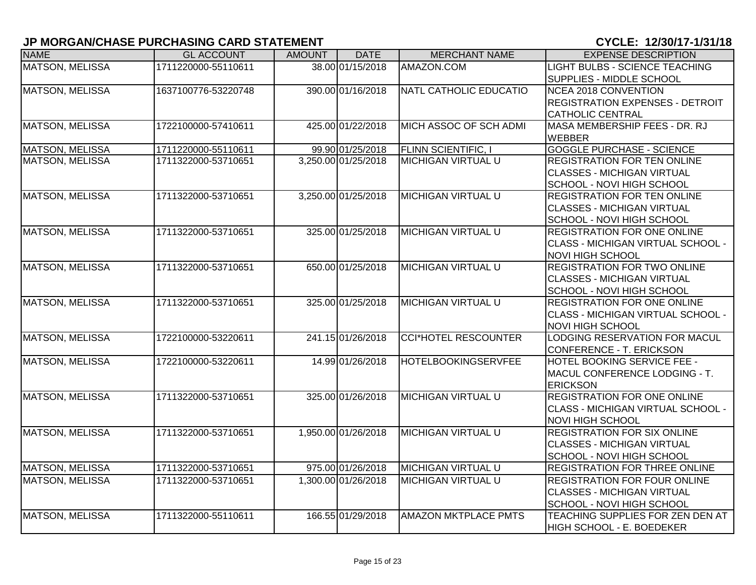## JP MORGAN/CHASE PURCHASING CARD STATEMENT

**CYCLE: 12/30/17-1/31/18**

| NAME | GL ACCOUNT | AMOUNT | DATE | MERCHANT NAME | EXPENSE DESCRIPTION |
|---|---|---|---|---|---|
| MATSON, MELISSA | 1711220000-55110611 | 38.00 | 01/15/2018 | AMAZON.COM | LIGHT BULBS - SCIENCE TEACHING SUPPLIES - MIDDLE SCHOOL |
| MATSON, MELISSA | 1637100776-53220748 | 390.00 | 01/16/2018 | NATL CATHOLIC EDUCATIO | NCEA 2018 CONVENTION REGISTRATION EXPENSES - DETROIT CATHOLIC CENTRAL |
| MATSON, MELISSA | 1722100000-57410611 | 425.00 | 01/22/2018 | MICH ASSOC OF SCH ADMI | MASA MEMBERSHIP FEES - DR. RJ WEBBER |
| MATSON, MELISSA | 1711220000-55110611 | 99.90 | 01/25/2018 | FLINN SCIENTIFIC, I | GOGGLE PURCHASE - SCIENCE |
| MATSON, MELISSA | 1711322000-53710651 | 3,250.00 | 01/25/2018 | MICHIGAN VIRTUAL U | REGISTRATION FOR TEN ONLINE CLASSES - MICHIGAN VIRTUAL SCHOOL - NOVI HIGH SCHOOL |
| MATSON, MELISSA | 1711322000-53710651 | 3,250.00 | 01/25/2018 | MICHIGAN VIRTUAL U | REGISTRATION FOR TEN ONLINE CLASSES - MICHIGAN VIRTUAL SCHOOL - NOVI HIGH SCHOOL |
| MATSON, MELISSA | 1711322000-53710651 | 325.00 | 01/25/2018 | MICHIGAN VIRTUAL U | REGISTRATION FOR ONE ONLINE CLASS - MICHIGAN VIRTUAL SCHOOL - NOVI HIGH SCHOOL |
| MATSON, MELISSA | 1711322000-53710651 | 650.00 | 01/25/2018 | MICHIGAN VIRTUAL U | REGISTRATION FOR TWO ONLINE CLASSES - MICHIGAN VIRTUAL SCHOOL - NOVI HIGH SCHOOL |
| MATSON, MELISSA | 1711322000-53710651 | 325.00 | 01/25/2018 | MICHIGAN VIRTUAL U | REGISTRATION FOR ONE ONLINE CLASS - MICHIGAN VIRTUAL SCHOOL - NOVI HIGH SCHOOL |
| MATSON, MELISSA | 1722100000-53220611 | 241.15 | 01/26/2018 | CCI*HOTEL RESCOUNTER | LODGING RESERVATION FOR MACUL CONFERENCE - T. ERICKSON |
| MATSON, MELISSA | 1722100000-53220611 | 14.99 | 01/26/2018 | HOTELBOOKINGSERVFEE | HOTEL BOOKING SERVICE FEE - MACUL CONFERENCE LODGING - T. ERICKSON |
| MATSON, MELISSA | 1711322000-53710651 | 325.00 | 01/26/2018 | MICHIGAN VIRTUAL U | REGISTRATION FOR ONE ONLINE CLASS - MICHIGAN VIRTUAL SCHOOL - NOVI HIGH SCHOOL |
| MATSON, MELISSA | 1711322000-53710651 | 1,950.00 | 01/26/2018 | MICHIGAN VIRTUAL U | REGISTRATION FOR SIX ONLINE CLASSES - MICHIGAN VIRTUAL SCHOOL - NOVI HIGH SCHOOL |
| MATSON, MELISSA | 1711322000-53710651 | 975.00 | 01/26/2018 | MICHIGAN VIRTUAL U | REGISTRATION FOR THREE ONLINE |
| MATSON, MELISSA | 1711322000-53710651 | 1,300.00 | 01/26/2018 | MICHIGAN VIRTUAL U | REGISTRATION FOR FOUR ONLINE CLASSES - MICHIGAN VIRTUAL SCHOOL - NOVI HIGH SCHOOL |
| MATSON, MELISSA | 1711322000-55110611 | 166.55 | 01/29/2018 | AMAZON MKTPLACE PMTS | TEACHING SUPPLIES FOR ZEN DEN AT HIGH SCHOOL - E. BOEDEKER |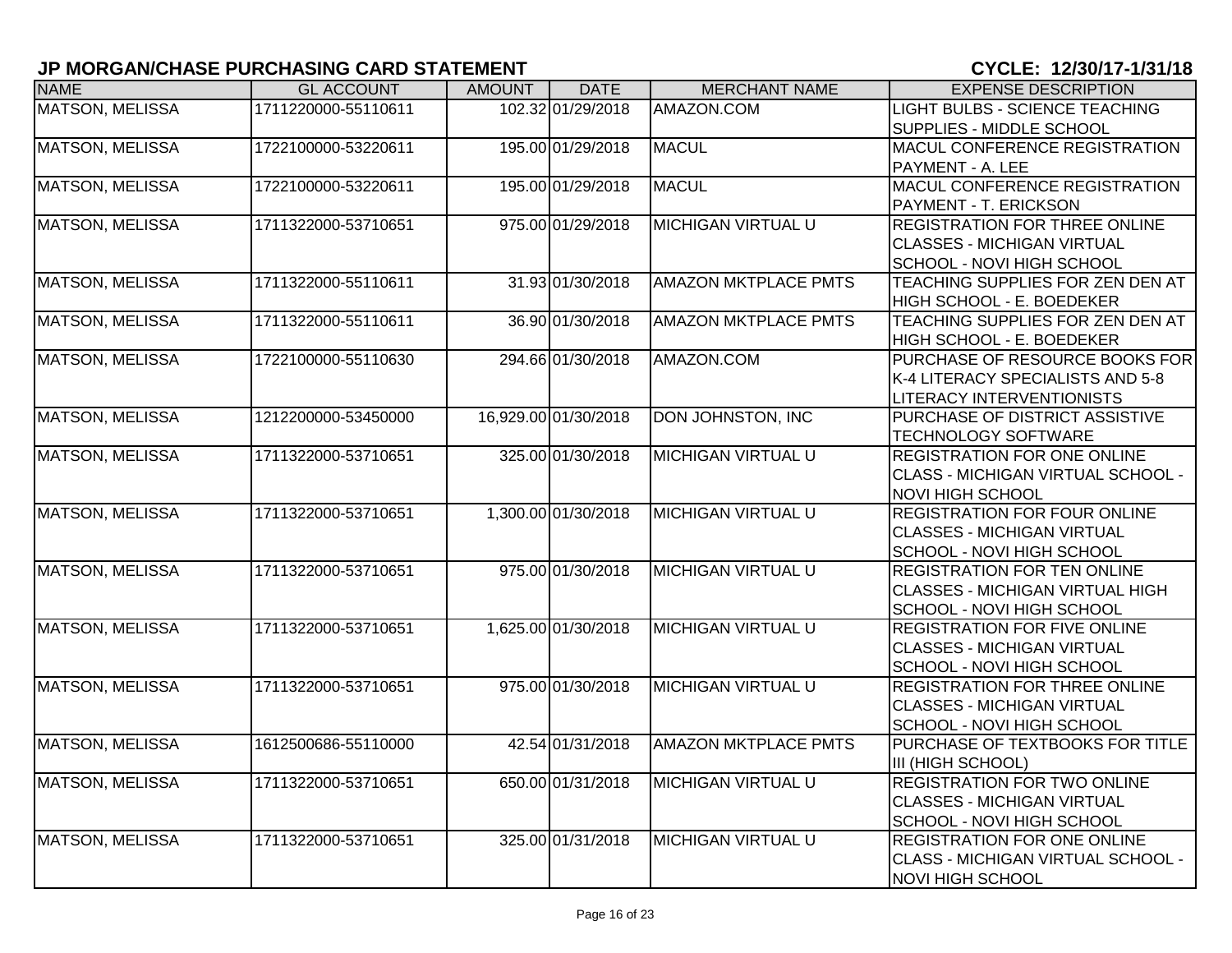## JP MORGAN/CHASE PURCHASING CARD STATEMENT

**CYCLE: 12/30/17-1/31/18**

| NAME | GL ACCOUNT | AMOUNT | DATE | MERCHANT NAME | EXPENSE DESCRIPTION |
|---|---|---|---|---|---|
| MATSON, MELISSA | 1711220000-55110611 | 102.32 | 01/29/2018 | AMAZON.COM | LIGHT BULBS - SCIENCE TEACHING SUPPLIES - MIDDLE SCHOOL |
| MATSON, MELISSA | 1722100000-53220611 | 195.00 | 01/29/2018 | MACUL | MACUL CONFERENCE REGISTRATION PAYMENT - A. LEE |
| MATSON, MELISSA | 1722100000-53220611 | 195.00 | 01/29/2018 | MACUL | MACUL CONFERENCE REGISTRATION PAYMENT - T. ERICKSON |
| MATSON, MELISSA | 1711322000-53710651 | 975.00 | 01/29/2018 | MICHIGAN VIRTUAL U | REGISTRATION FOR THREE ONLINE CLASSES - MICHIGAN VIRTUAL SCHOOL - NOVI HIGH SCHOOL |
| MATSON, MELISSA | 1711322000-55110611 | 31.93 | 01/30/2018 | AMAZON MKTPLACE PMTS | TEACHING SUPPLIES FOR ZEN DEN AT HIGH SCHOOL - E. BOEDEKER |
| MATSON, MELISSA | 1711322000-55110611 | 36.90 | 01/30/2018 | AMAZON MKTPLACE PMTS | TEACHING SUPPLIES FOR ZEN DEN AT HIGH SCHOOL - E. BOEDEKER |
| MATSON, MELISSA | 1722100000-55110630 | 294.66 | 01/30/2018 | AMAZON.COM | PURCHASE OF RESOURCE BOOKS FOR K-4 LITERACY SPECIALISTS AND 5-8 LITERACY INTERVENTIONISTS |
| MATSON, MELISSA | 1212200000-53450000 | 16,929.00 | 01/30/2018 | DON JOHNSTON, INC | PURCHASE OF DISTRICT ASSISTIVE TECHNOLOGY SOFTWARE |
| MATSON, MELISSA | 1711322000-53710651 | 325.00 | 01/30/2018 | MICHIGAN VIRTUAL U | REGISTRATION FOR ONE ONLINE CLASS - MICHIGAN VIRTUAL SCHOOL - NOVI HIGH SCHOOL |
| MATSON, MELISSA | 1711322000-53710651 | 1,300.00 | 01/30/2018 | MICHIGAN VIRTUAL U | REGISTRATION FOR FOUR ONLINE CLASSES - MICHIGAN VIRTUAL SCHOOL - NOVI HIGH SCHOOL |
| MATSON, MELISSA | 1711322000-53710651 | 975.00 | 01/30/2018 | MICHIGAN VIRTUAL U | REGISTRATION FOR TEN ONLINE CLASSES - MICHIGAN VIRTUAL HIGH SCHOOL - NOVI HIGH SCHOOL |
| MATSON, MELISSA | 1711322000-53710651 | 1,625.00 | 01/30/2018 | MICHIGAN VIRTUAL U | REGISTRATION FOR FIVE ONLINE CLASSES - MICHIGAN VIRTUAL SCHOOL - NOVI HIGH SCHOOL |
| MATSON, MELISSA | 1711322000-53710651 | 975.00 | 01/30/2018 | MICHIGAN VIRTUAL U | REGISTRATION FOR THREE ONLINE CLASSES - MICHIGAN VIRTUAL SCHOOL - NOVI HIGH SCHOOL |
| MATSON, MELISSA | 1612500686-55110000 | 42.54 | 01/31/2018 | AMAZON MKTPLACE PMTS | PURCHASE OF TEXTBOOKS FOR TITLE III (HIGH SCHOOL) |
| MATSON, MELISSA | 1711322000-53710651 | 650.00 | 01/31/2018 | MICHIGAN VIRTUAL U | REGISTRATION FOR TWO ONLINE CLASSES - MICHIGAN VIRTUAL SCHOOL - NOVI HIGH SCHOOL |
| MATSON, MELISSA | 1711322000-53710651 | 325.00 | 01/31/2018 | MICHIGAN VIRTUAL U | REGISTRATION FOR ONE ONLINE CLASS - MICHIGAN VIRTUAL SCHOOL - NOVI HIGH SCHOOL |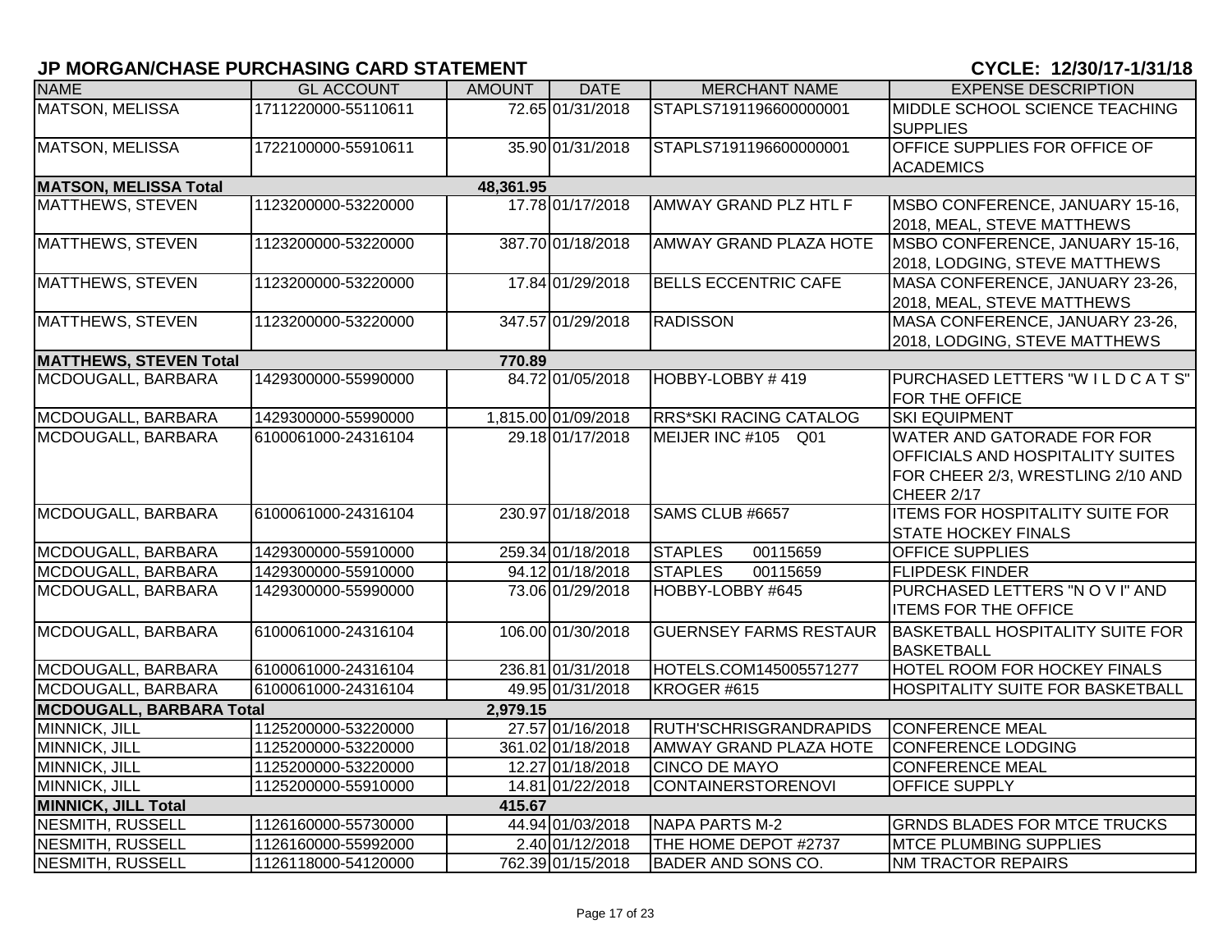## JP MORGAN/CHASE PURCHASING CARD STATEMENT

**CYCLE: 12/30/17-1/31/18**

| NAME | GL ACCOUNT | AMOUNT | DATE | MERCHANT NAME | EXPENSE DESCRIPTION |
|---|---|---|---|---|---|
| MATSON, MELISSA | 1711220000-55110611 | 72.65 | 01/31/2018 | STAPLS7191196600000001 | MIDDLE SCHOOL SCIENCE TEACHING SUPPLIES |
| MATSON, MELISSA | 1722100000-55910611 | 35.90 | 01/31/2018 | STAPLS7191196600000001 | OFFICE SUPPLIES FOR OFFICE OF ACADEMICS |
| **MATSON, MELISSA Total** | | **48,361.95** | | | |
| MATTHEWS, STEVEN | 1123200000-53220000 | 17.78 | 01/17/2018 | AMWAY GRAND PLZ HTL F | MSBO CONFERENCE, JANUARY 15-16, 2018, MEAL, STEVE MATTHEWS |
| MATTHEWS, STEVEN | 1123200000-53220000 | 387.70 | 01/18/2018 | AMWAY GRAND PLAZA HOTE | MSBO CONFERENCE, JANUARY 15-16, 2018, LODGING, STEVE MATTHEWS |
| MATTHEWS, STEVEN | 1123200000-53220000 | 17.84 | 01/29/2018 | BELLS ECCENTRIC CAFE | MASA CONFERENCE, JANUARY 23-26, 2018, MEAL, STEVE MATTHEWS |
| MATTHEWS, STEVEN | 1123200000-53220000 | 347.57 | 01/29/2018 | RADISSON | MASA CONFERENCE, JANUARY 23-26, 2018, LODGING, STEVE MATTHEWS |
| **MATTHEWS, STEVEN Total** | | **770.89** | | | |
| MCDOUGALL, BARBARA | 1429300000-55990000 | 84.72 | 01/05/2018 | HOBBY-LOBBY # 419 | PURCHASED LETTERS "W I L D C A T S" FOR THE OFFICE |
| MCDOUGALL, BARBARA | 1429300000-55990000 | 1,815.00 | 01/09/2018 | RRS*SKI RACING CATALOG | SKI EQUIPMENT |
| MCDOUGALL, BARBARA | 6100061000-24316104 | 29.18 | 01/17/2018 | MEIJER INC #105 Q01 | WATER AND GATORADE FOR FOR OFFICIALS AND HOSPITALITY SUITES FOR CHEER 2/3, WRESTLING 2/10 AND CHEER 2/17 |
| MCDOUGALL, BARBARA | 6100061000-24316104 | 230.97 | 01/18/2018 | SAMS CLUB #6657 | ITEMS FOR HOSPITALITY SUITE FOR STATE HOCKEY FINALS |
| MCDOUGALL, BARBARA | 1429300000-55910000 | 259.34 | 01/18/2018 | STAPLES 00115659 | OFFICE SUPPLIES |
| MCDOUGALL, BARBARA | 1429300000-55910000 | 94.12 | 01/18/2018 | STAPLES 00115659 | FLIPDESK FINDER |
| MCDOUGALL, BARBARA | 1429300000-55990000 | 73.06 | 01/29/2018 | HOBBY-LOBBY #645 | PURCHASED LETTERS "N O V I" AND ITEMS FOR THE OFFICE |
| MCDOUGALL, BARBARA | 6100061000-24316104 | 106.00 | 01/30/2018 | GUERNSEY FARMS RESTAUR | BASKETBALL HOSPITALITY SUITE FOR BASKETBALL |
| MCDOUGALL, BARBARA | 6100061000-24316104 | 236.81 | 01/31/2018 | HOTELS.COM145005571277 | HOTEL ROOM FOR HOCKEY FINALS |
| MCDOUGALL, BARBARA | 6100061000-24316104 | 49.95 | 01/31/2018 | KROGER #615 | HOSPITALITY SUITE FOR BASKETBALL |
| **MCDOUGALL, BARBARA Total** | | **2,979.15** | | | |
| MINNICK, JILL | 1125200000-53220000 | 27.57 | 01/16/2018 | RUTH'SCHRISGRANDRAPIDS | CONFERENCE MEAL |
| MINNICK, JILL | 1125200000-53220000 | 361.02 | 01/18/2018 | AMWAY GRAND PLAZA HOTE | CONFERENCE LODGING |
| MINNICK, JILL | 1125200000-53220000 | 12.27 | 01/18/2018 | CINCO DE MAYO | CONFERENCE MEAL |
| MINNICK, JILL | 1125200000-55910000 | 14.81 | 01/22/2018 | CONTAINERSTORENOVI | OFFICE SUPPLY |
| **MINNICK, JILL Total** | | **415.67** | | | |
| NESMITH, RUSSELL | 1126160000-55730000 | 44.94 | 01/03/2018 | NAPA PARTS M-2 | GRNDS BLADES FOR MTCE TRUCKS |
| NESMITH, RUSSELL | 1126160000-55992000 | 2.40 | 01/12/2018 | THE HOME DEPOT #2737 | MTCE PLUMBING SUPPLIES |
| NESMITH, RUSSELL | 1126118000-54120000 | 762.39 | 01/15/2018 | BADER AND SONS CO. | NM TRACTOR REPAIRS |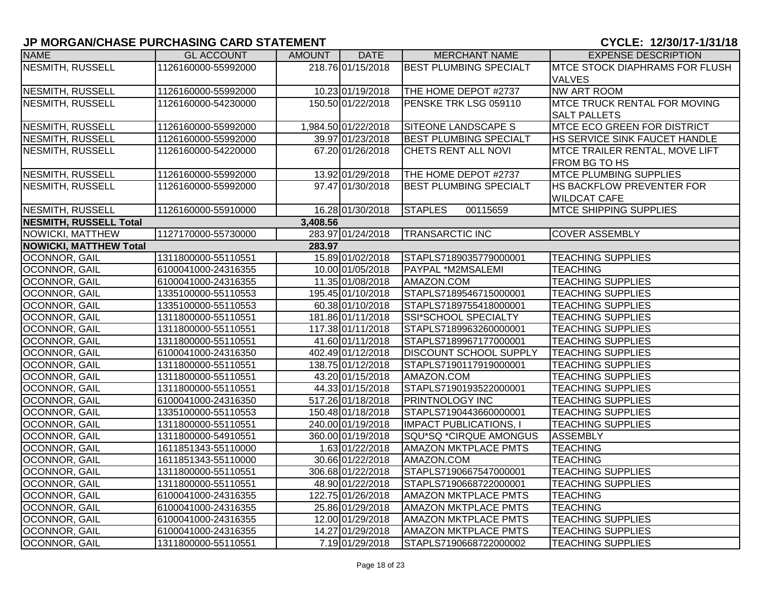## JP MORGAN/CHASE PURCHASING CARD STATEMENT

**CYCLE: 12/30/17-1/31/18**

| NAME | GL ACCOUNT | AMOUNT | DATE | MERCHANT NAME | EXPENSE DESCRIPTION |
|---|---|---|---|---|---|
| NESMITH, RUSSELL | 1126160000-55992000 | 218.76 | 01/15/2018 | BEST PLUMBING SPECIALT | MTCE STOCK DIAPHRAMS FOR FLUSH VALVES |
| NESMITH, RUSSELL | 1126160000-55992000 | 10.23 | 01/19/2018 | THE HOME DEPOT #2737 | NW ART ROOM |
| NESMITH, RUSSELL | 1126160000-54230000 | 150.50 | 01/22/2018 | PENSKE TRK LSG 059110 | MTCE TRUCK RENTAL FOR MOVING SALT PALLETS |
| NESMITH, RUSSELL | 1126160000-55992000 | 1,984.50 | 01/22/2018 | SITEONE LANDSCAPE S | MTCE ECO GREEN FOR DISTRICT |
| NESMITH, RUSSELL | 1126160000-55992000 | 39.97 | 01/23/2018 | BEST PLUMBING SPECIALT | HS SERVICE SINK FAUCET HANDLE |
| NESMITH, RUSSELL | 1126160000-54220000 | 67.20 | 01/26/2018 | CHETS RENT ALL NOVI | MTCE TRAILER RENTAL, MOVE LIFT FROM BG TO HS |
| NESMITH, RUSSELL | 1126160000-55992000 | 13.92 | 01/29/2018 | THE HOME DEPOT #2737 | MTCE PLUMBING SUPPLIES |
| NESMITH, RUSSELL | 1126160000-55992000 | 97.47 | 01/30/2018 | BEST PLUMBING SPECIALT | HS BACKFLOW PREVENTER FOR WILDCAT CAFE |
| NESMITH, RUSSELL | 1126160000-55910000 | 16.28 | 01/30/2018 | STAPLES 00115659 | MTCE SHIPPING SUPPLIES |
| **NESMITH, RUSSELL Total** | | **3,408.56** | | | |
| NOWICKI, MATTHEW | 1127170000-55730000 | 283.97 | 01/24/2018 | TRANSARCTIC INC | COVER ASSEMBLY |
| **NOWICKI, MATTHEW Total** | | **283.97** | | | |
| OCONNOR, GAIL | 1311800000-55110551 | 15.89 | 01/02/2018 | STAPLS7189035779000001 | TEACHING SUPPLIES |
| OCONNOR, GAIL | 6100041000-24316355 | 10.00 | 01/05/2018 | PAYPAL *M2MSALEMI | TEACHING |
| OCONNOR, GAIL | 6100041000-24316355 | 11.35 | 01/08/2018 | AMAZON.COM | TEACHING SUPPLIES |
| OCONNOR, GAIL | 1335100000-55110553 | 195.45 | 01/10/2018 | STAPLS7189546715000001 | TEACHING SUPPLIES |
| OCONNOR, GAIL | 1335100000-55110553 | 60.38 | 01/10/2018 | STAPLS7189755418000001 | TEACHING SUPPLIES |
| OCONNOR, GAIL | 1311800000-55110551 | 181.86 | 01/11/2018 | SSI*SCHOOL SPECIALTY | TEACHING SUPPLIES |
| OCONNOR, GAIL | 1311800000-55110551 | 117.38 | 01/11/2018 | STAPLS7189963260000001 | TEACHING SUPPLIES |
| OCONNOR, GAIL | 1311800000-55110551 | 41.60 | 01/11/2018 | STAPLS7189967177000001 | TEACHING SUPPLIES |
| OCONNOR, GAIL | 6100041000-24316350 | 402.49 | 01/12/2018 | DISCOUNT SCHOOL SUPPLY | TEACHING SUPPLIES |
| OCONNOR, GAIL | 1311800000-55110551 | 138.75 | 01/12/2018 | STAPLS7190117919000001 | TEACHING SUPPLIES |
| OCONNOR, GAIL | 1311800000-55110551 | 43.20 | 01/15/2018 | AMAZON.COM | TEACHING SUPPLIES |
| OCONNOR, GAIL | 1311800000-55110551 | 44.33 | 01/15/2018 | STAPLS7190193522000001 | TEACHING SUPPLIES |
| OCONNOR, GAIL | 6100041000-24316350 | 517.26 | 01/18/2018 | PRINTNOLOGY INC | TEACHING SUPPLIES |
| OCONNOR, GAIL | 1335100000-55110553 | 150.48 | 01/18/2018 | STAPLS7190443660000001 | TEACHING SUPPLIES |
| OCONNOR, GAIL | 1311800000-55110551 | 240.00 | 01/19/2018 | IMPACT PUBLICATIONS, I | TEACHING SUPPLIES |
| OCONNOR, GAIL | 1311800000-54910551 | 360.00 | 01/19/2018 | SQU*SQ *CIRQUE AMONGUS | ASSEMBLY |
| OCONNOR, GAIL | 1611851343-55110000 | 1.63 | 01/22/2018 | AMAZON MKTPLACE PMTS | TEACHING |
| OCONNOR, GAIL | 1611851343-55110000 | 30.66 | 01/22/2018 | AMAZON.COM | TEACHING |
| OCONNOR, GAIL | 1311800000-55110551 | 306.68 | 01/22/2018 | STAPLS7190667547000001 | TEACHING SUPPLIES |
| OCONNOR, GAIL | 1311800000-55110551 | 48.90 | 01/22/2018 | STAPLS7190668722000001 | TEACHING SUPPLIES |
| OCONNOR, GAIL | 6100041000-24316355 | 122.75 | 01/26/2018 | AMAZON MKTPLACE PMTS | TEACHING |
| OCONNOR, GAIL | 6100041000-24316355 | 25.86 | 01/29/2018 | AMAZON MKTPLACE PMTS | TEACHING |
| OCONNOR, GAIL | 6100041000-24316355 | 12.00 | 01/29/2018 | AMAZON MKTPLACE PMTS | TEACHING SUPPLIES |
| OCONNOR, GAIL | 6100041000-24316355 | 14.27 | 01/29/2018 | AMAZON MKTPLACE PMTS | TEACHING SUPPLIES |
| OCONNOR, GAIL | 1311800000-55110551 | 7.19 | 01/29/2018 | STAPLS7190668722000002 | TEACHING SUPPLIES |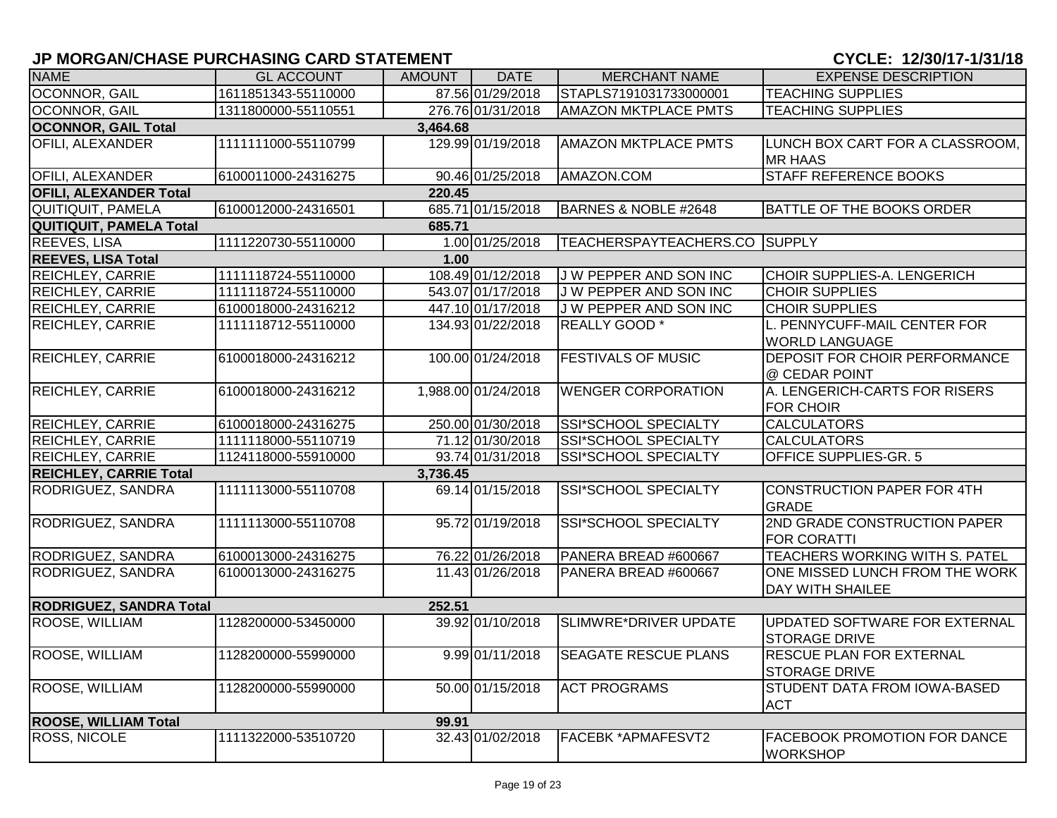## JP MORGAN/CHASE PURCHASING CARD STATEMENT

**CYCLE: 12/30/17-1/31/18**

| NAME | GL ACCOUNT | AMOUNT | DATE | MERCHANT NAME | EXPENSE DESCRIPTION |
|---|---|---|---|---|---|
| OCONNOR, GAIL | 1611851343-55110000 | 87.56 | 01/29/2018 | STAPLS7191031733000001 | TEACHING SUPPLIES |
| OCONNOR, GAIL | 1311800000-55110551 | 276.76 | 01/31/2018 | AMAZON MKTPLACE PMTS | TEACHING SUPPLIES |
| **OCONNOR, GAIL Total** | | **3,464.68** | | | |
| OFILI, ALEXANDER | 1111111000-55110799 | 129.99 | 01/19/2018 | AMAZON MKTPLACE PMTS | LUNCH BOX CART FOR A CLASSROOM, MR HAAS |
| OFILI, ALEXANDER | 6100011000-24316275 | 90.46 | 01/25/2018 | AMAZON.COM | STAFF REFERENCE BOOKS |
| **OFILI, ALEXANDER Total** | | **220.45** | | | |
| QUITIQUIT, PAMELA | 6100012000-24316501 | 685.71 | 01/15/2018 | BARNES & NOBLE #2648 | BATTLE OF THE BOOKS ORDER |
| **QUITIQUIT, PAMELA Total** | | **685.71** | | | |
| REEVES, LISA | 1111220730-55110000 | 1.00 | 01/25/2018 | TEACHERSPAYTEACHERS.CO | SUPPLY |
| **REEVES, LISA Total** | | **1.00** | | | |
| REICHLEY, CARRIE | 1111118724-55110000 | 108.49 | 01/12/2018 | J W PEPPER AND SON INC | CHOIR SUPPLIES-A. LENGERICH |
| REICHLEY, CARRIE | 1111118724-55110000 | 543.07 | 01/17/2018 | J W PEPPER AND SON INC | CHOIR SUPPLIES |
| REICHLEY, CARRIE | 6100018000-24316212 | 447.10 | 01/17/2018 | J W PEPPER AND SON INC | CHOIR SUPPLIES |
| REICHLEY, CARRIE | 1111118712-55110000 | 134.93 | 01/22/2018 | REALLY GOOD * | L. PENNYCUFF-MAIL CENTER FOR WORLD LANGUAGE |
| REICHLEY, CARRIE | 6100018000-24316212 | 100.00 | 01/24/2018 | FESTIVALS OF MUSIC | DEPOSIT FOR CHOIR PERFORMANCE @ CEDAR POINT |
| REICHLEY, CARRIE | 6100018000-24316212 | 1,988.00 | 01/24/2018 | WENGER CORPORATION | A. LENGERICH-CARTS FOR RISERS FOR CHOIR |
| REICHLEY, CARRIE | 6100018000-24316275 | 250.00 | 01/30/2018 | SSI*SCHOOL SPECIALTY | CALCULATORS |
| REICHLEY, CARRIE | 1111118000-55110719 | 71.12 | 01/30/2018 | SSI*SCHOOL SPECIALTY | CALCULATORS |
| REICHLEY, CARRIE | 1124118000-55910000 | 93.74 | 01/31/2018 | SSI*SCHOOL SPECIALTY | OFFICE SUPPLIES-GR. 5 |
| **REICHLEY, CARRIE Total** | | **3,736.45** | | | |
| RODRIGUEZ, SANDRA | 1111113000-55110708 | 69.14 | 01/15/2018 | SSI*SCHOOL SPECIALTY | CONSTRUCTION PAPER FOR 4TH GRADE |
| RODRIGUEZ, SANDRA | 1111113000-55110708 | 95.72 | 01/19/2018 | SSI*SCHOOL SPECIALTY | 2ND GRADE CONSTRUCTION PAPER FOR CORATTI |
| RODRIGUEZ, SANDRA | 6100013000-24316275 | 76.22 | 01/26/2018 | PANERA BREAD #600667 | TEACHERS WORKING WITH S. PATEL |
| RODRIGUEZ, SANDRA | 6100013000-24316275 | 11.43 | 01/26/2018 | PANERA BREAD #600667 | ONE MISSED LUNCH FROM THE WORK DAY WITH SHAILEE |
| **RODRIGUEZ, SANDRA Total** | | **252.51** | | | |
| ROOSE, WILLIAM | 1128200000-53450000 | 39.92 | 01/10/2018 | SLIMWRE*DRIVER UPDATE | UPDATED SOFTWARE FOR EXTERNAL STORAGE DRIVE |
| ROOSE, WILLIAM | 1128200000-55990000 | 9.99 | 01/11/2018 | SEAGATE RESCUE PLANS | RESCUE PLAN FOR EXTERNAL STORAGE DRIVE |
| ROOSE, WILLIAM | 1128200000-55990000 | 50.00 | 01/15/2018 | ACT PROGRAMS | STUDENT DATA FROM IOWA-BASED ACT |
| **ROOSE, WILLIAM Total** | | **99.91** | | | |
| ROSS, NICOLE | 1111322000-53510720 | 32.43 | 01/02/2018 | FACEBK *APMAFESVT2 | FACEBOOK PROMOTION FOR DANCE WORKSHOP |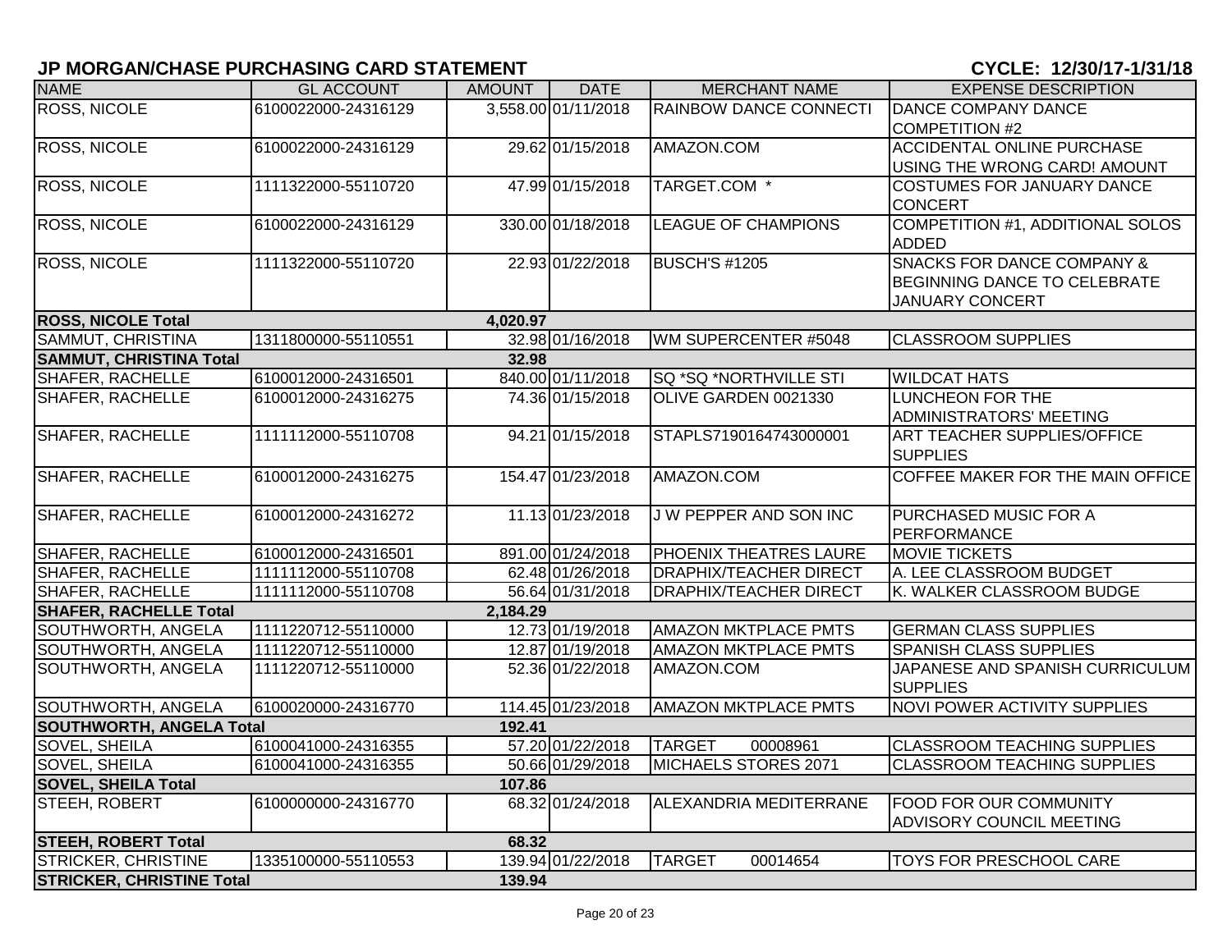## JP MORGAN/CHASE PURCHASING CARD STATEMENT

**CYCLE: 12/30/17-1/31/18**

| NAME | GL ACCOUNT | AMOUNT | DATE | MERCHANT NAME | EXPENSE DESCRIPTION |
|---|---|---|---|---|---|
| ROSS, NICOLE | 6100022000-24316129 | 3,558.00 | 01/11/2018 | RAINBOW DANCE CONNECTI | DANCE COMPANY DANCE COMPETITION #2 |
| ROSS, NICOLE | 6100022000-24316129 | 29.62 | 01/15/2018 | AMAZON.COM | ACCIDENTAL ONLINE PURCHASE USING THE WRONG CARD! AMOUNT |
| ROSS, NICOLE | 1111322000-55110720 | 47.99 | 01/15/2018 | TARGET.COM * | COSTUMES FOR JANUARY DANCE CONCERT |
| ROSS, NICOLE | 6100022000-24316129 | 330.00 | 01/18/2018 | LEAGUE OF CHAMPIONS | COMPETITION #1, ADDITIONAL SOLOS ADDED |
| ROSS, NICOLE | 1111322000-55110720 | 22.93 | 01/22/2018 | BUSCH'S #1205 | SNACKS FOR DANCE COMPANY & BEGINNING DANCE TO CELEBRATE JANUARY CONCERT |
| **ROSS, NICOLE Total** | | **4,020.97** | | | |
| SAMMUT, CHRISTINA | 1311800000-55110551 | 32.98 | 01/16/2018 | WM SUPERCENTER #5048 | CLASSROOM SUPPLIES |
| **SAMMUT, CHRISTINA Total** | | **32.98** | | | |
| SHAFER, RACHELLE | 6100012000-24316501 | 840.00 | 01/11/2018 | SQ *SQ *NORTHVILLE STI | WILDCAT HATS |
| SHAFER, RACHELLE | 6100012000-24316275 | 74.36 | 01/15/2018 | OLIVE GARDEN 0021330 | LUNCHEON FOR THE ADMINISTRATORS' MEETING |
| SHAFER, RACHELLE | 1111112000-55110708 | 94.21 | 01/15/2018 | STAPLS7190164743000001 | ART TEACHER SUPPLIES/OFFICE SUPPLIES |
| SHAFER, RACHELLE | 6100012000-24316275 | 154.47 | 01/23/2018 | AMAZON.COM | COFFEE MAKER FOR THE MAIN OFFICE |
| SHAFER, RACHELLE | 6100012000-24316272 | 11.13 | 01/23/2018 | J W PEPPER AND SON INC | PURCHASED MUSIC FOR A PERFORMANCE |
| SHAFER, RACHELLE | 6100012000-24316501 | 891.00 | 01/24/2018 | PHOENIX THEATRES LAURE | MOVIE TICKETS |
| SHAFER, RACHELLE | 1111112000-55110708 | 62.48 | 01/26/2018 | DRAPHIX/TEACHER DIRECT | A. LEE CLASSROOM BUDGET |
| SHAFER, RACHELLE | 1111112000-55110708 | 56.64 | 01/31/2018 | DRAPHIX/TEACHER DIRECT | K. WALKER CLASSROOM BUDGE |
| **SHAFER, RACHELLE Total** | | **2,184.29** | | | |
| SOUTHWORTH, ANGELA | 1111220712-55110000 | 12.73 | 01/19/2018 | AMAZON MKTPLACE PMTS | GERMAN CLASS SUPPLIES |
| SOUTHWORTH, ANGELA | 1111220712-55110000 | 12.87 | 01/19/2018 | AMAZON MKTPLACE PMTS | SPANISH CLASS SUPPLIES |
| SOUTHWORTH, ANGELA | 1111220712-55110000 | 52.36 | 01/22/2018 | AMAZON.COM | JAPANESE AND SPANISH CURRICULUM SUPPLIES |
| SOUTHWORTH, ANGELA | 6100020000-24316770 | 114.45 | 01/23/2018 | AMAZON MKTPLACE PMTS | NOVI POWER ACTIVITY SUPPLIES |
| **SOUTHWORTH, ANGELA Total** | | **192.41** | | | |
| SOVEL, SHEILA | 6100041000-24316355 | 57.20 | 01/22/2018 | TARGET 00008961 | CLASSROOM TEACHING SUPPLIES |
| SOVEL, SHEILA | 6100041000-24316355 | 50.66 | 01/29/2018 | MICHAELS STORES 2071 | CLASSROOM TEACHING SUPPLIES |
| **SOVEL, SHEILA Total** | | **107.86** | | | |
| STEEH, ROBERT | 6100000000-24316770 | 68.32 | 01/24/2018 | ALEXANDRIA MEDITERRANE | FOOD FOR OUR COMMUNITY ADVISORY COUNCIL MEETING |
| **STEEH, ROBERT Total** | | **68.32** | | | |
| STRICKER, CHRISTINE | 1335100000-55110553 | 139.94 | 01/22/2018 | TARGET 00014654 | TOYS FOR PRESCHOOL CARE |
| **STRICKER, CHRISTINE Total** | | **139.94** | | | |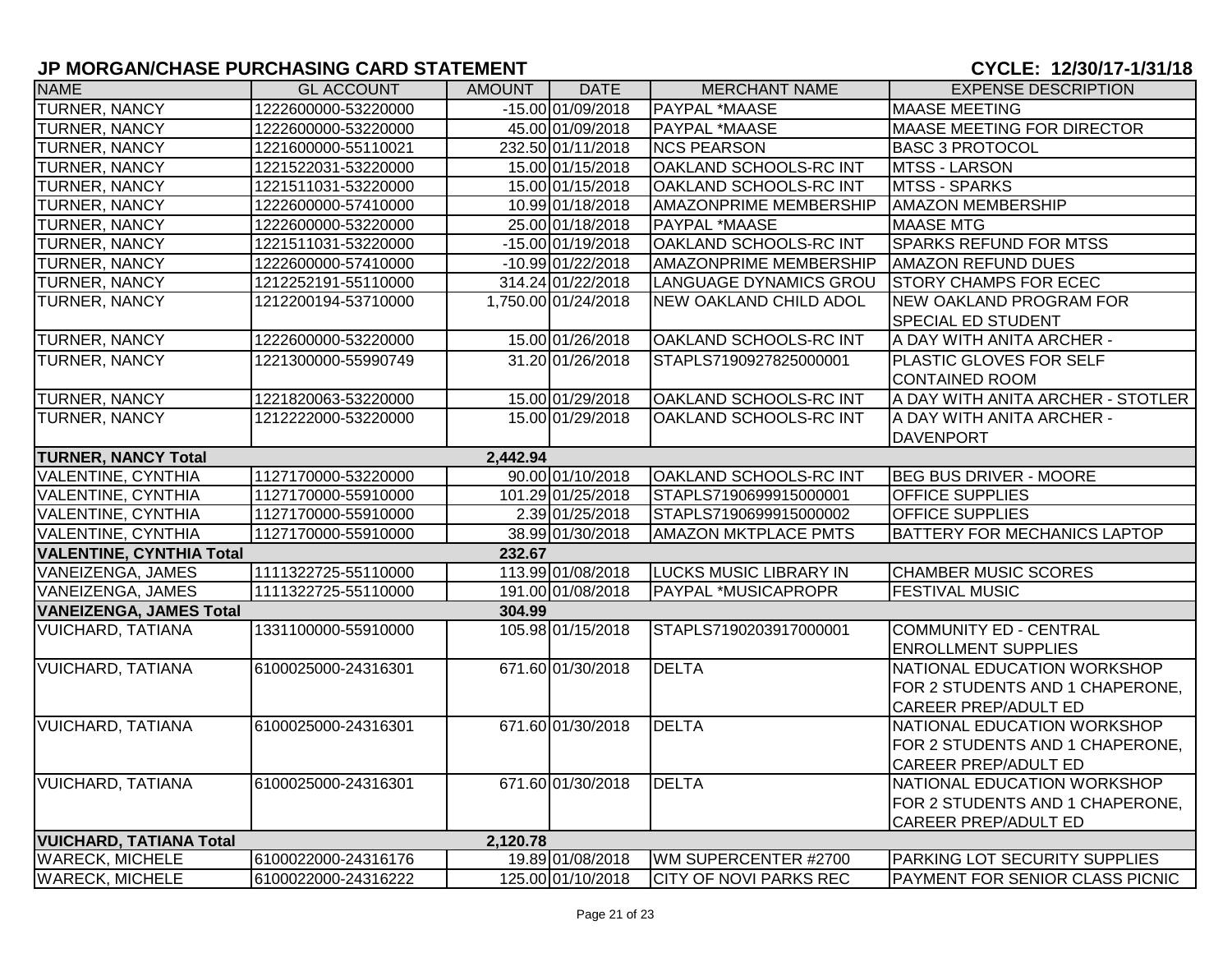## JP MORGAN/CHASE PURCHASING CARD STATEMENT

**CYCLE: 12/30/17-1/31/18**

| NAME | GL ACCOUNT | AMOUNT | DATE | MERCHANT NAME | EXPENSE DESCRIPTION |
|---|---|---|---|---|---|
| TURNER, NANCY | 1222600000-53220000 | -15.00 | 01/09/2018 | PAYPAL *MAASE | MAASE MEETING |
| TURNER, NANCY | 1222600000-53220000 | 45.00 | 01/09/2018 | PAYPAL *MAASE | MAASE MEETING FOR DIRECTOR |
| TURNER, NANCY | 1221600000-55110021 | 232.50 | 01/11/2018 | NCS PEARSON | BASC 3 PROTOCOL |
| TURNER, NANCY | 1221522031-53220000 | 15.00 | 01/15/2018 | OAKLAND SCHOOLS-RC INT | MTSS - LARSON |
| TURNER, NANCY | 1221511031-53220000 | 15.00 | 01/15/2018 | OAKLAND SCHOOLS-RC INT | MTSS - SPARKS |
| TURNER, NANCY | 1222600000-57410000 | 10.99 | 01/18/2018 | AMAZONPRIME MEMBERSHIP | AMAZON MEMBERSHIP |
| TURNER, NANCY | 1222600000-53220000 | 25.00 | 01/18/2018 | PAYPAL *MAASE | MAASE MTG |
| TURNER, NANCY | 1221511031-53220000 | -15.00 | 01/19/2018 | OAKLAND SCHOOLS-RC INT | SPARKS REFUND FOR MTSS |
| TURNER, NANCY | 1222600000-57410000 | -10.99 | 01/22/2018 | AMAZONPRIME MEMBERSHIP | AMAZON REFUND DUES |
| TURNER, NANCY | 1212252191-55110000 | 314.24 | 01/22/2018 | LANGUAGE DYNAMICS GROU | STORY CHAMPS FOR ECEC |
| TURNER, NANCY | 1212200194-53710000 | 1,750.00 | 01/24/2018 | NEW OAKLAND CHILD ADOL | NEW OAKLAND PROGRAM FOR SPECIAL ED STUDENT |
| TURNER, NANCY | 1222600000-53220000 | 15.00 | 01/26/2018 | OAKLAND SCHOOLS-RC INT | A DAY WITH ANITA ARCHER - |
| TURNER, NANCY | 1221300000-55990749 | 31.20 | 01/26/2018 | STAPLS7190927825000001 | PLASTIC GLOVES FOR SELF CONTAINED ROOM |
| TURNER, NANCY | 1221820063-53220000 | 15.00 | 01/29/2018 | OAKLAND SCHOOLS-RC INT | A DAY WITH ANITA ARCHER - STOTLER |
| TURNER, NANCY | 1212222000-53220000 | 15.00 | 01/29/2018 | OAKLAND SCHOOLS-RC INT | A DAY WITH ANITA ARCHER - DAVENPORT |
| **TURNER, NANCY Total** | | **2,442.94** | | | |
| VALENTINE, CYNTHIA | 1127170000-53220000 | 90.00 | 01/10/2018 | OAKLAND SCHOOLS-RC INT | BEG BUS DRIVER - MOORE |
| VALENTINE, CYNTHIA | 1127170000-55910000 | 101.29 | 01/25/2018 | STAPLS7190699915000001 | OFFICE SUPPLIES |
| VALENTINE, CYNTHIA | 1127170000-55910000 | 2.39 | 01/25/2018 | STAPLS7190699915000002 | OFFICE SUPPLIES |
| VALENTINE, CYNTHIA | 1127170000-55910000 | 38.99 | 01/30/2018 | AMAZON MKTPLACE PMTS | BATTERY FOR MECHANICS LAPTOP |
| **VALENTINE, CYNTHIA Total** | | **232.67** | | | |
| VANEIZENGA, JAMES | 1111322725-55110000 | 113.99 | 01/08/2018 | LUCKS MUSIC LIBRARY IN | CHAMBER MUSIC SCORES |
| VANEIZENGA, JAMES | 1111322725-55110000 | 191.00 | 01/08/2018 | PAYPAL *MUSICAPROPR | FESTIVAL MUSIC |
| **VANEIZENGA, JAMES Total** | | **304.99** | | | |
| VUICHARD, TATIANA | 1331100000-55910000 | 105.98 | 01/15/2018 | STAPLS7190203917000001 | COMMUNITY ED - CENTRAL ENROLLMENT SUPPLIES |
| VUICHARD, TATIANA | 6100025000-24316301 | 671.60 | 01/30/2018 | DELTA | NATIONAL EDUCATION WORKSHOP FOR 2 STUDENTS AND 1 CHAPERONE, CAREER PREP/ADULT ED |
| VUICHARD, TATIANA | 6100025000-24316301 | 671.60 | 01/30/2018 | DELTA | NATIONAL EDUCATION WORKSHOP FOR 2 STUDENTS AND 1 CHAPERONE, CAREER PREP/ADULT ED |
| VUICHARD, TATIANA | 6100025000-24316301 | 671.60 | 01/30/2018 | DELTA | NATIONAL EDUCATION WORKSHOP FOR 2 STUDENTS AND 1 CHAPERONE, CAREER PREP/ADULT ED |
| **VUICHARD, TATIANA Total** | | **2,120.78** | | | |
| WARECK, MICHELE | 6100022000-24316176 | 19.89 | 01/08/2018 | WM SUPERCENTER #2700 | PARKING LOT SECURITY SUPPLIES |
| WARECK, MICHELE | 6100022000-24316222 | 125.00 | 01/10/2018 | CITY OF NOVI PARKS REC | PAYMENT FOR SENIOR CLASS PICNIC |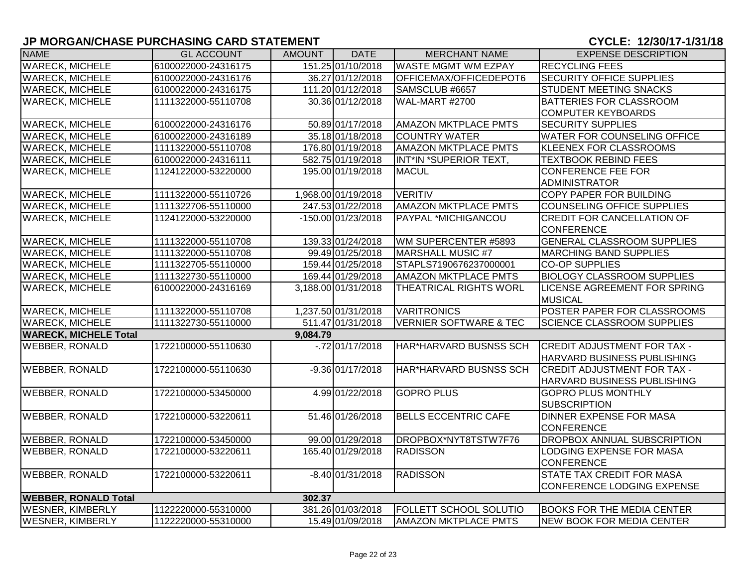## JP MORGAN/CHASE PURCHASING CARD STATEMENT

**CYCLE: 12/30/17-1/31/18**

| NAME | GL ACCOUNT | AMOUNT | DATE | MERCHANT NAME | EXPENSE DESCRIPTION |
|---|---|---|---|---|---|
| WARECK, MICHELE | 6100022000-24316175 | 151.25 | 01/10/2018 | WASTE MGMT WM EZPAY | RECYCLING FEES |
| WARECK, MICHELE | 6100022000-24316176 | 36.27 | 01/12/2018 | OFFICEMAX/OFFICEDEPOT6 | SECURITY OFFICE SUPPLIES |
| WARECK, MICHELE | 6100022000-24316175 | 111.20 | 01/12/2018 | SAMSCLUB #6657 | STUDENT MEETING SNACKS |
| WARECK, MICHELE | 1111322000-55110708 | 30.36 | 01/12/2018 | WAL-MART #2700 | BATTERIES FOR CLASSROOM COMPUTER KEYBOARDS |
| WARECK, MICHELE | 6100022000-24316176 | 50.89 | 01/17/2018 | AMAZON MKTPLACE PMTS | SECURITY SUPPLIES |
| WARECK, MICHELE | 6100022000-24316189 | 35.18 | 01/18/2018 | COUNTRY WATER | WATER FOR COUNSELING OFFICE |
| WARECK, MICHELE | 1111322000-55110708 | 176.80 | 01/19/2018 | AMAZON MKTPLACE PMTS | KLEENEX FOR CLASSROOMS |
| WARECK, MICHELE | 6100022000-24316111 | 582.75 | 01/19/2018 | INT*IN *SUPERIOR TEXT, | TEXTBOOK REBIND FEES |
| WARECK, MICHELE | 1124122000-53220000 | 195.00 | 01/19/2018 | MACUL | CONFERENCE FEE FOR ADMINISTRATOR |
| WARECK, MICHELE | 1111322000-55110726 | 1,968.00 | 01/19/2018 | VERITIV | COPY PAPER FOR BUILDING |
| WARECK, MICHELE | 1111322706-55110000 | 247.53 | 01/22/2018 | AMAZON MKTPLACE PMTS | COUNSELING OFFICE SUPPLIES |
| WARECK, MICHELE | 1124122000-53220000 | -150.00 | 01/23/2018 | PAYPAL *MICHIGANCOU | CREDIT FOR CANCELLATION OF CONFERENCE |
| WARECK, MICHELE | 1111322000-55110708 | 139.33 | 01/24/2018 | WM SUPERCENTER #5893 | GENERAL CLASSROOM SUPPLIES |
| WARECK, MICHELE | 1111322000-55110708 | 99.49 | 01/25/2018 | MARSHALL MUSIC #7 | MARCHING BAND SUPPLIES |
| WARECK, MICHELE | 1111322705-55110000 | 159.44 | 01/25/2018 | STAPLS7190676237000001 | CO-OP SUPPLIES |
| WARECK, MICHELE | 1111322730-55110000 | 169.44 | 01/29/2018 | AMAZON MKTPLACE PMTS | BIOLOGY CLASSROOM SUPPLIES |
| WARECK, MICHELE | 6100022000-24316169 | 3,188.00 | 01/31/2018 | THEATRICAL RIGHTS WORL | LICENSE AGREEMENT FOR SPRING MUSICAL |
| WARECK, MICHELE | 1111322000-55110708 | 1,237.50 | 01/31/2018 | VARITRONICS | POSTER PAPER FOR CLASSROOMS |
| WARECK, MICHELE | 1111322730-55110000 | 511.47 | 01/31/2018 | VERNIER SOFTWARE & TEC | SCIENCE CLASSROOM SUPPLIES |
| **WARECK, MICHELE Total** | | **9,084.79** | | | |
| WEBBER, RONALD | 1722100000-55110630 | -.72 | 01/17/2018 | HAR*HARVARD BUSNSS SCH | CREDIT ADJUSTMENT FOR TAX - HARVARD BUSINESS PUBLISHING |
| WEBBER, RONALD | 1722100000-55110630 | -9.36 | 01/17/2018 | HAR*HARVARD BUSNSS SCH | CREDIT ADJUSTMENT FOR TAX - HARVARD BUSINESS PUBLISHING |
| WEBBER, RONALD | 1722100000-53450000 | 4.99 | 01/22/2018 | GOPRO PLUS | GOPRO PLUS MONTHLY SUBSCRIPTION |
| WEBBER, RONALD | 1722100000-53220611 | 51.46 | 01/26/2018 | BELLS ECCENTRIC CAFE | DINNER EXPENSE FOR MASA CONFERENCE |
| WEBBER, RONALD | 1722100000-53450000 | 99.00 | 01/29/2018 | DROPBOX*NYT8TSTW7F76 | DROPBOX ANNUAL SUBSCRIPTION |
| WEBBER, RONALD | 1722100000-53220611 | 165.40 | 01/29/2018 | RADISSON | LODGING EXPENSE FOR MASA CONFERENCE |
| WEBBER, RONALD | 1722100000-53220611 | -8.40 | 01/31/2018 | RADISSON | STATE TAX CREDIT FOR MASA CONFERENCE LODGING EXPENSE |
| **WEBBER, RONALD Total** | | **302.37** | | | |
| WESNER, KIMBERLY | 1122220000-55310000 | 381.26 | 01/03/2018 | FOLLETT SCHOOL SOLUTIO | BOOKS FOR THE MEDIA CENTER |
| WESNER, KIMBERLY | 1122220000-55310000 | 15.49 | 01/09/2018 | AMAZON MKTPLACE PMTS | NEW BOOK FOR MEDIA CENTER |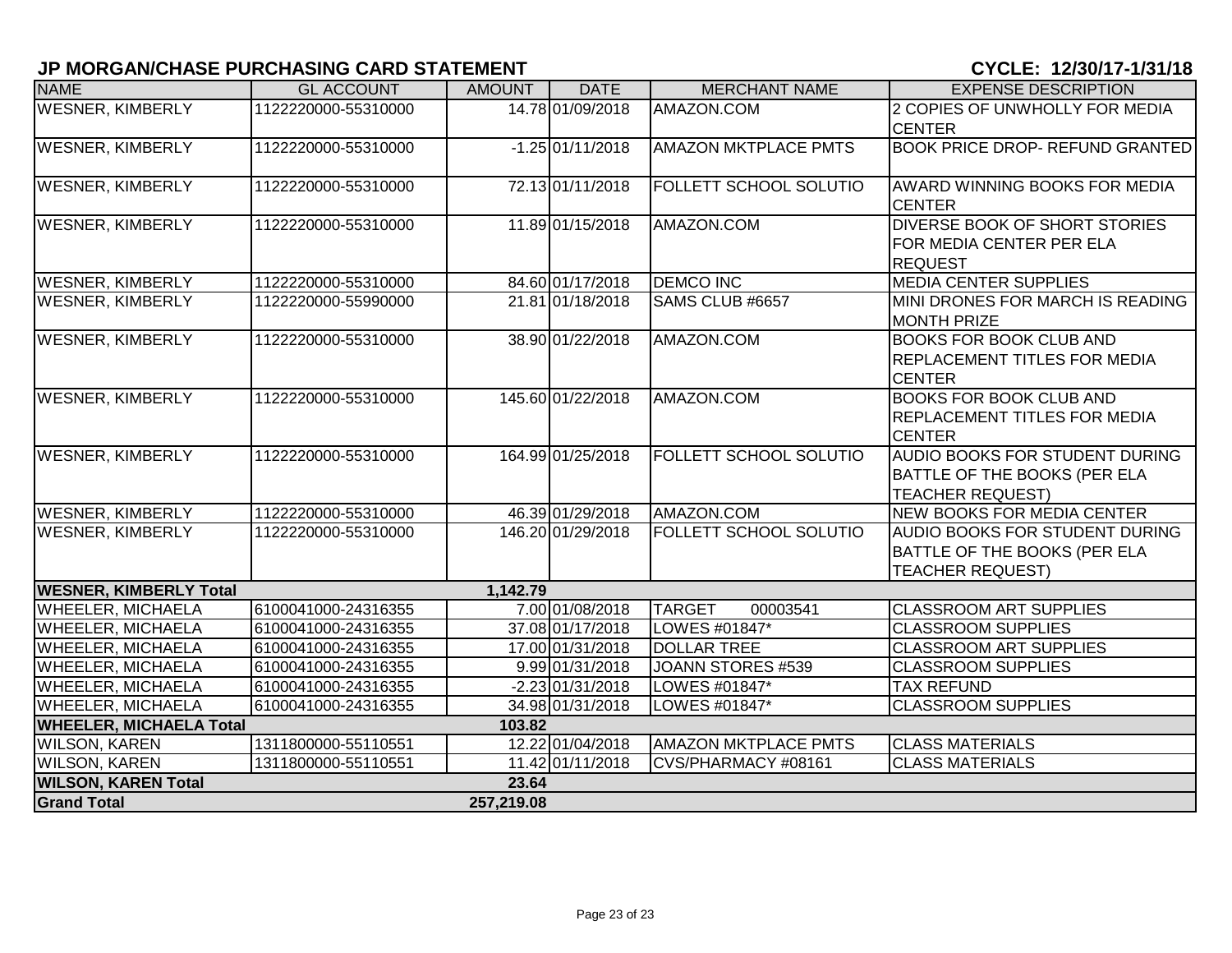## JP MORGAN/CHASE PURCHASING CARD STATEMENT

## CYCLE: 12/30/17-1/31/18

| NAME | GL ACCOUNT | AMOUNT | DATE | MERCHANT NAME | EXPENSE DESCRIPTION |
|---|---|---|---|---|---|
| WESNER, KIMBERLY | 1122220000-55310000 | 14.78 | 01/09/2018 | AMAZON.COM | 2 COPIES OF UNWHOLLY FOR MEDIA CENTER |
| WESNER, KIMBERLY | 1122220000-55310000 | -1.25 | 01/11/2018 | AMAZON MKTPLACE PMTS | BOOK PRICE DROP- REFUND GRANTED |
| WESNER, KIMBERLY | 1122220000-55310000 | 72.13 | 01/11/2018 | FOLLETT SCHOOL SOLUTIO | AWARD WINNING BOOKS FOR MEDIA CENTER |
| WESNER, KIMBERLY | 1122220000-55310000 | 11.89 | 01/15/2018 | AMAZON.COM | DIVERSE BOOK OF SHORT STORIES FOR MEDIA CENTER PER ELA REQUEST |
| WESNER, KIMBERLY | 1122220000-55310000 | 84.60 | 01/17/2018 | DEMCO INC | MEDIA CENTER SUPPLIES |
| WESNER, KIMBERLY | 1122220000-55990000 | 21.81 | 01/18/2018 | SAMS CLUB #6657 | MINI DRONES FOR MARCH IS READING MONTH PRIZE |
| WESNER, KIMBERLY | 1122220000-55310000 | 38.90 | 01/22/2018 | AMAZON.COM | BOOKS FOR BOOK CLUB AND REPLACEMENT TITLES FOR MEDIA CENTER |
| WESNER, KIMBERLY | 1122220000-55310000 | 145.60 | 01/22/2018 | AMAZON.COM | BOOKS FOR BOOK CLUB AND REPLACEMENT TITLES FOR MEDIA CENTER |
| WESNER, KIMBERLY | 1122220000-55310000 | 164.99 | 01/25/2018 | FOLLETT SCHOOL SOLUTIO | AUDIO BOOKS FOR STUDENT DURING BATTLE OF THE BOOKS (PER ELA TEACHER REQUEST) |
| WESNER, KIMBERLY | 1122220000-55310000 | 46.39 | 01/29/2018 | AMAZON.COM | NEW BOOKS FOR MEDIA CENTER |
| WESNER, KIMBERLY | 1122220000-55310000 | 146.20 | 01/29/2018 | FOLLETT SCHOOL SOLUTIO | AUDIO BOOKS FOR STUDENT DURING BATTLE OF THE BOOKS (PER ELA TEACHER REQUEST) |
| **WESNER, KIMBERLY Total** | | **1,142.79** | | | |
| WHEELER, MICHAELA | 6100041000-24316355 | 7.00 | 01/08/2018 | TARGET 00003541 | CLASSROOM ART SUPPLIES |
| WHEELER, MICHAELA | 6100041000-24316355 | 37.08 | 01/17/2018 | LOWES #01847* | CLASSROOM SUPPLIES |
| WHEELER, MICHAELA | 6100041000-24316355 | 17.00 | 01/31/2018 | DOLLAR TREE | CLASSROOM ART SUPPLIES |
| WHEELER, MICHAELA | 6100041000-24316355 | 9.99 | 01/31/2018 | JOANN STORES #539 | CLASSROOM SUPPLIES |
| WHEELER, MICHAELA | 6100041000-24316355 | -2.23 | 01/31/2018 | LOWES #01847* | TAX REFUND |
| WHEELER, MICHAELA | 6100041000-24316355 | 34.98 | 01/31/2018 | LOWES #01847* | CLASSROOM SUPPLIES |
| **WHEELER, MICHAELA Total** | | **103.82** | | | |
| WILSON, KAREN | 1311800000-55110551 | 12.22 | 01/04/2018 | AMAZON MKTPLACE PMTS | CLASS MATERIALS |
| WILSON, KAREN | 1311800000-55110551 | 11.42 | 01/11/2018 | CVS/PHARMACY #08161 | CLASS MATERIALS |
| **WILSON, KAREN Total** | | **23.64** | | | |
| **Grand Total** | | **257,219.08** | | | |